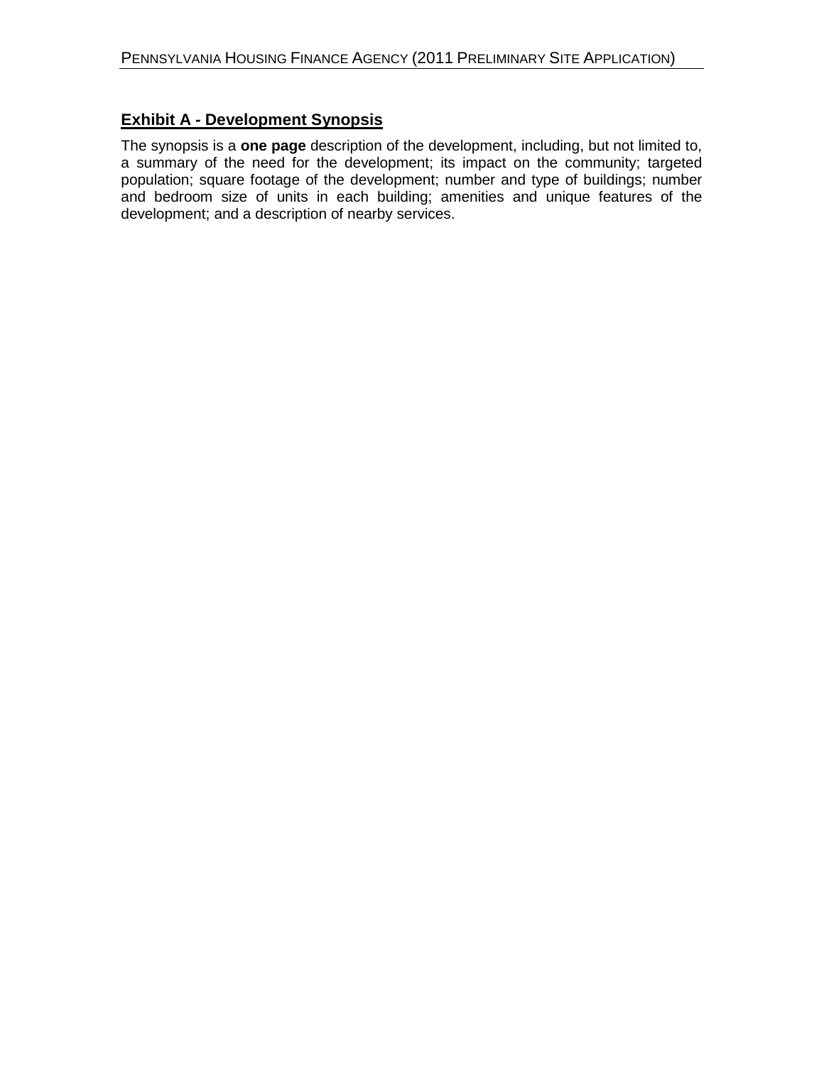## Exhibit A - Development Synopsis

The synopsis is a **one page** description of the development, including, but not limited to, a summary of the need for the development; its impact on the community; targeted population; square footage of the development; number and type of buildings; number and bedroom size of units in each building; amenities and unique features of the development; and a description of nearby services.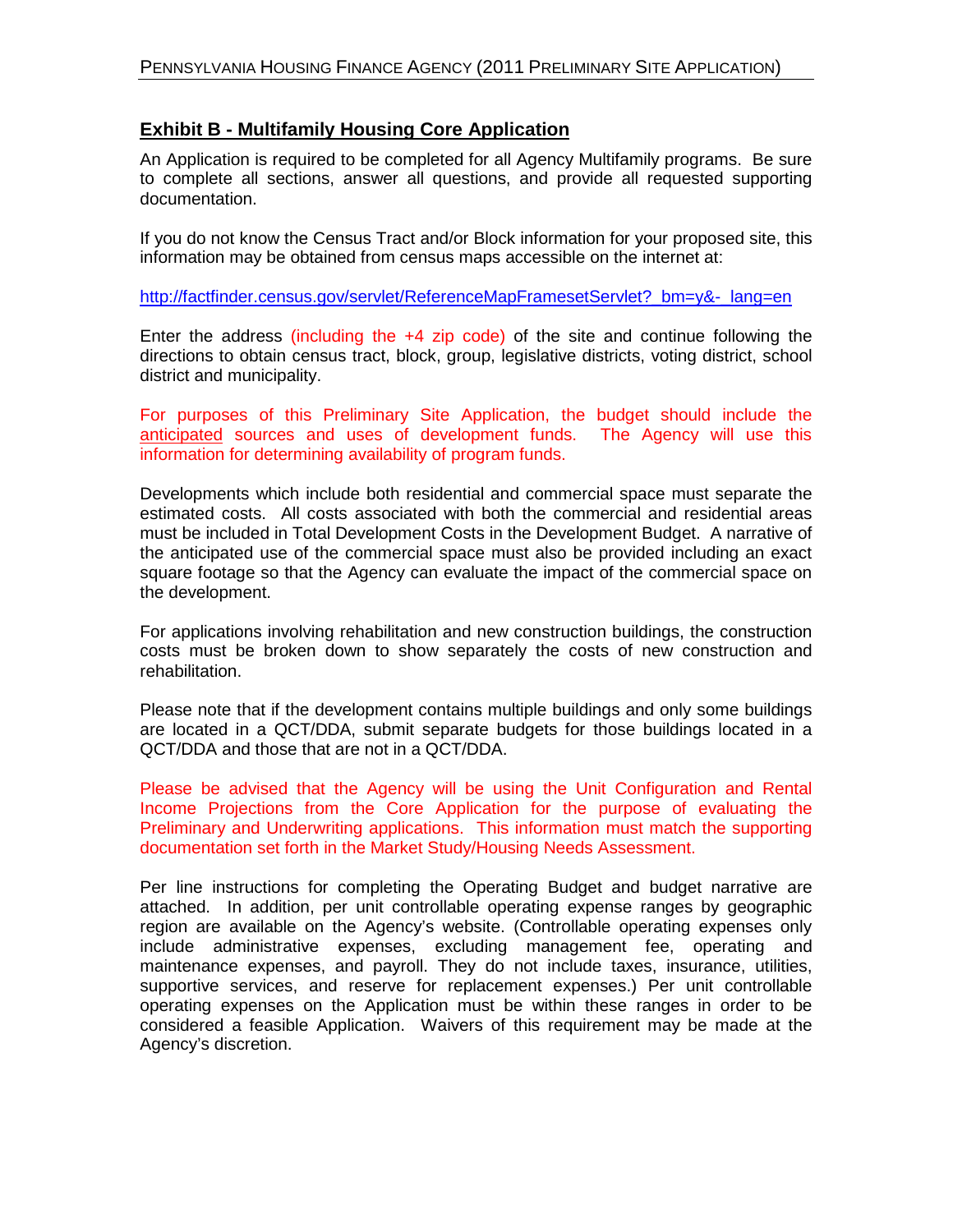## Exhibit B - Multifamily Housing Core Application

An Application is required to be completed for all Agency Multifamily programs. Be sure to complete all sections, answer all questions, and provide all requested supporting documentation.

If you do not know the Census Tract and/or Block information for your proposed site, this information may be obtained from census maps accessible on the internet at:

http://factfinder.census.gov/servlet/ReferenceMapFramesetServlet?_bm=y&-_lang=en

Enter the address (including the +4 zip code) of the site and continue following the directions to obtain census tract, block, group, legislative districts, voting district, school district and municipality.

For purposes of this Preliminary Site Application, the budget should include the anticipated sources and uses of development funds. The Agency will use this information for determining availability of program funds.

Developments which include both residential and commercial space must separate the estimated costs. All costs associated with both the commercial and residential areas must be included in Total Development Costs in the Development Budget. A narrative of the anticipated use of the commercial space must also be provided including an exact square footage so that the Agency can evaluate the impact of the commercial space on the development.

For applications involving rehabilitation and new construction buildings, the construction costs must be broken down to show separately the costs of new construction and rehabilitation.

Please note that if the development contains multiple buildings and only some buildings are located in a QCT/DDA, submit separate budgets for those buildings located in a QCT/DDA and those that are not in a QCT/DDA.

Please be advised that the Agency will be using the Unit Configuration and Rental Income Projections from the Core Application for the purpose of evaluating the Preliminary and Underwriting applications. This information must match the supporting documentation set forth in the Market Study/Housing Needs Assessment.

Per line instructions for completing the Operating Budget and budget narrative are attached. In addition, per unit controllable operating expense ranges by geographic region are available on the Agency's website. (Controllable operating expenses only include administrative expenses, excluding management fee, operating and maintenance expenses, and payroll. They do not include taxes, insurance, utilities, supportive services, and reserve for replacement expenses.) Per unit controllable operating expenses on the Application must be within these ranges in order to be considered a feasible Application. Waivers of this requirement may be made at the Agency's discretion.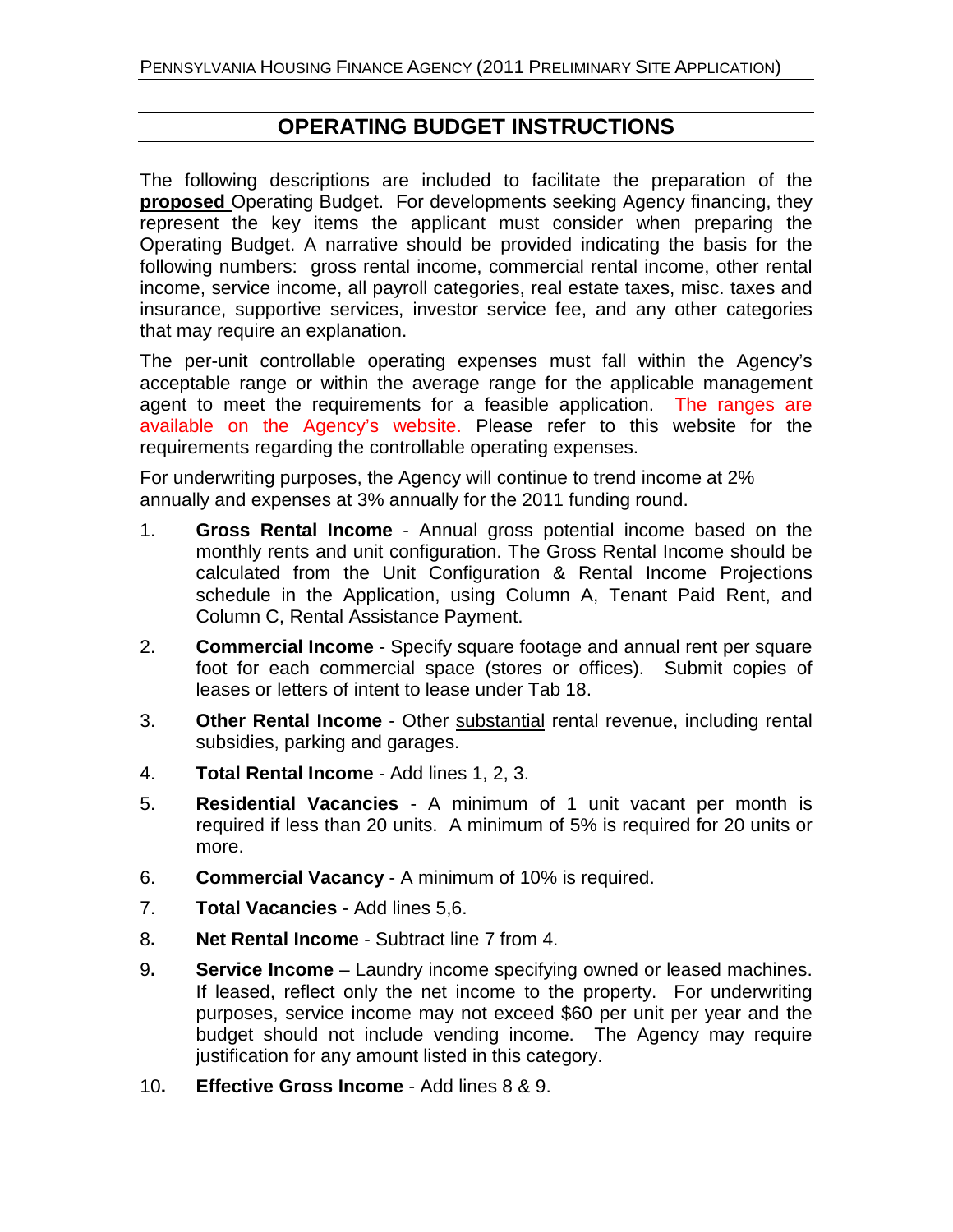# OPERATING BUDGET INSTRUCTIONS

The following descriptions are included to facilitate the preparation of the **proposed** Operating Budget. For developments seeking Agency financing, they represent the key items the applicant must consider when preparing the Operating Budget. A narrative should be provided indicating the basis for the following numbers: gross rental income, commercial rental income, other rental income, service income, all payroll categories, real estate taxes, misc. taxes and insurance, supportive services, investor service fee, and any other categories that may require an explanation.

The per-unit controllable operating expenses must fall within the Agency's acceptable range or within the average range for the applicable management agent to meet the requirements for a feasible application. The ranges are available on the Agency's website. Please refer to this website for the requirements regarding the controllable operating expenses.

For underwriting purposes, the Agency will continue to trend income at 2% annually and expenses at 3% annually for the 2011 funding round.

1. **Gross Rental Income** - Annual gross potential income based on the monthly rents and unit configuration. The Gross Rental Income should be calculated from the Unit Configuration & Rental Income Projections schedule in the Application, using Column A, Tenant Paid Rent, and Column C, Rental Assistance Payment.
2. **Commercial Income** - Specify square footage and annual rent per square foot for each commercial space (stores or offices). Submit copies of leases or letters of intent to lease under Tab 18.
3. **Other Rental Income** - Other substantial rental revenue, including rental subsidies, parking and garages.
4. **Total Rental Income** - Add lines 1, 2, 3.
5. **Residential Vacancies** - A minimum of 1 unit vacant per month is required if less than 20 units. A minimum of 5% is required for 20 units or more.
6. **Commercial Vacancy** - A minimum of 10% is required.
7. **Total Vacancies** - Add lines 5,6.
8. **Net Rental Income** - Subtract line 7 from 4.
9. **Service Income** – Laundry income specifying owned or leased machines. If leased, reflect only the net income to the property. For underwriting purposes, service income may not exceed $60 per unit per year and the budget should not include vending income. The Agency may require justification for any amount listed in this category.
10. **Effective Gross Income** - Add lines 8 & 9.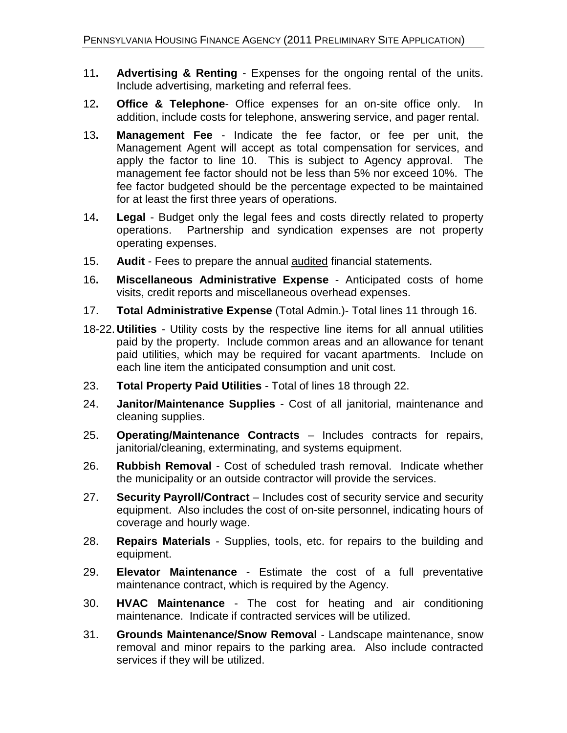11. **Advertising & Renting** - Expenses for the ongoing rental of the units. Include advertising, marketing and referral fees.

12. **Office & Telephone**- Office expenses for an on-site office only. In addition, include costs for telephone, answering service, and pager rental.

13. **Management Fee** - Indicate the fee factor, or fee per unit, the Management Agent will accept as total compensation for services, and apply the factor to line 10. This is subject to Agency approval. The management fee factor should not be less than 5% nor exceed 10%. The fee factor budgeted should be the percentage expected to be maintained for at least the first three years of operations.

14. **Legal** - Budget only the legal fees and costs directly related to property operations. Partnership and syndication expenses are not property operating expenses.

15. **Audit** - Fees to prepare the annual <u>audited</u> financial statements.

16. **Miscellaneous Administrative Expense** - Anticipated costs of home visits, credit reports and miscellaneous overhead expenses.

17. **Total Administrative Expense** (Total Admin.)- Total lines 11 through 16.

18-22. **Utilities** - Utility costs by the respective line items for all annual utilities paid by the property. Include common areas and an allowance for tenant paid utilities, which may be required for vacant apartments. Include on each line item the anticipated consumption and unit cost.

23. **Total Property Paid Utilities** - Total of lines 18 through 22.

24. **Janitor/Maintenance Supplies** - Cost of all janitorial, maintenance and cleaning supplies.

25. **Operating/Maintenance Contracts** – Includes contracts for repairs, janitorial/cleaning, exterminating, and systems equipment.

26. **Rubbish Removal** - Cost of scheduled trash removal. Indicate whether the municipality or an outside contractor will provide the services.

27. **Security Payroll/Contract** – Includes cost of security service and security equipment. Also includes the cost of on-site personnel, indicating hours of coverage and hourly wage.

28. **Repairs Materials** - Supplies, tools, etc. for repairs to the building and equipment.

29. **Elevator Maintenance** - Estimate the cost of a full preventative maintenance contract, which is required by the Agency.

30. **HVAC Maintenance** - The cost for heating and air conditioning maintenance. Indicate if contracted services will be utilized.

31. **Grounds Maintenance/Snow Removal** - Landscape maintenance, snow removal and minor repairs to the parking area. Also include contracted services if they will be utilized.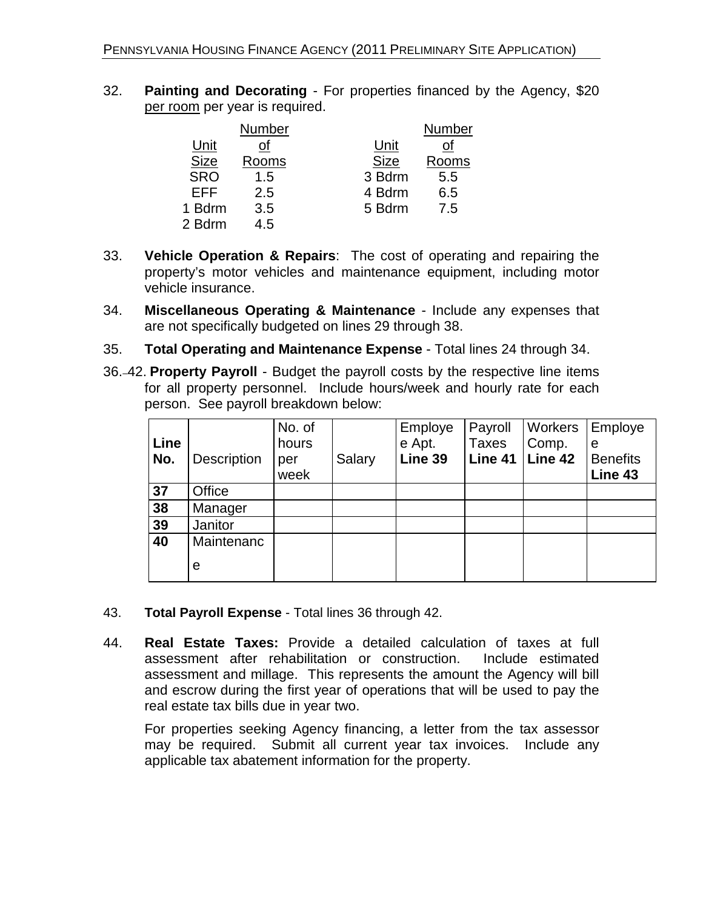32. **Painting and Decorating** - For properties financed by the Agency, $20 per room per year is required.

| Unit Size | Number of Rooms | Unit Size | Number of Rooms |
|---|---|---|---|
| SRO | 1.5 | 3 Bdrm | 5.5 |
| EFF | 2.5 | 4 Bdrm | 6.5 |
| 1 Bdrm | 3.5 | 5 Bdrm | 7.5 |
| 2 Bdrm | 4.5 | | |

33. **Vehicle Operation & Repairs**: The cost of operating and repairing the property's motor vehicles and maintenance equipment, including motor vehicle insurance.

34. **Miscellaneous Operating & Maintenance** - Include any expenses that are not specifically budgeted on lines 29 through 38.

35. **Total Operating and Maintenance Expense** - Total lines 24 through 34.

36.–42. **Property Payroll** - Budget the payroll costs by the respective line items for all property personnel. Include hours/week and hourly rate for each person. See payroll breakdown below:

| Line No. | Description | No. of hours per week | Salary | Employee Apt. **Line 39** | Payroll Taxes **Line 41** | Workers Comp. **Line 42** | Employee Benefits **Line 43** |
|---|---|---|---|---|---|---|---|
| **37** | Office | | | | | | |
| **38** | Manager | | | | | | |
| **39** | Janitor | | | | | | |
| **40** | Maintenance | | | | | | |

43. **Total Payroll Expense** - Total lines 36 through 42.

44. **Real Estate Taxes:** Provide a detailed calculation of taxes at full assessment after rehabilitation or construction. Include estimated assessment and millage. This represents the amount the Agency will bill and escrow during the first year of operations that will be used to pay the real estate tax bills due in year two.

    For properties seeking Agency financing, a letter from the tax assessor may be required. Submit all current year tax invoices. Include any applicable tax abatement information for the property.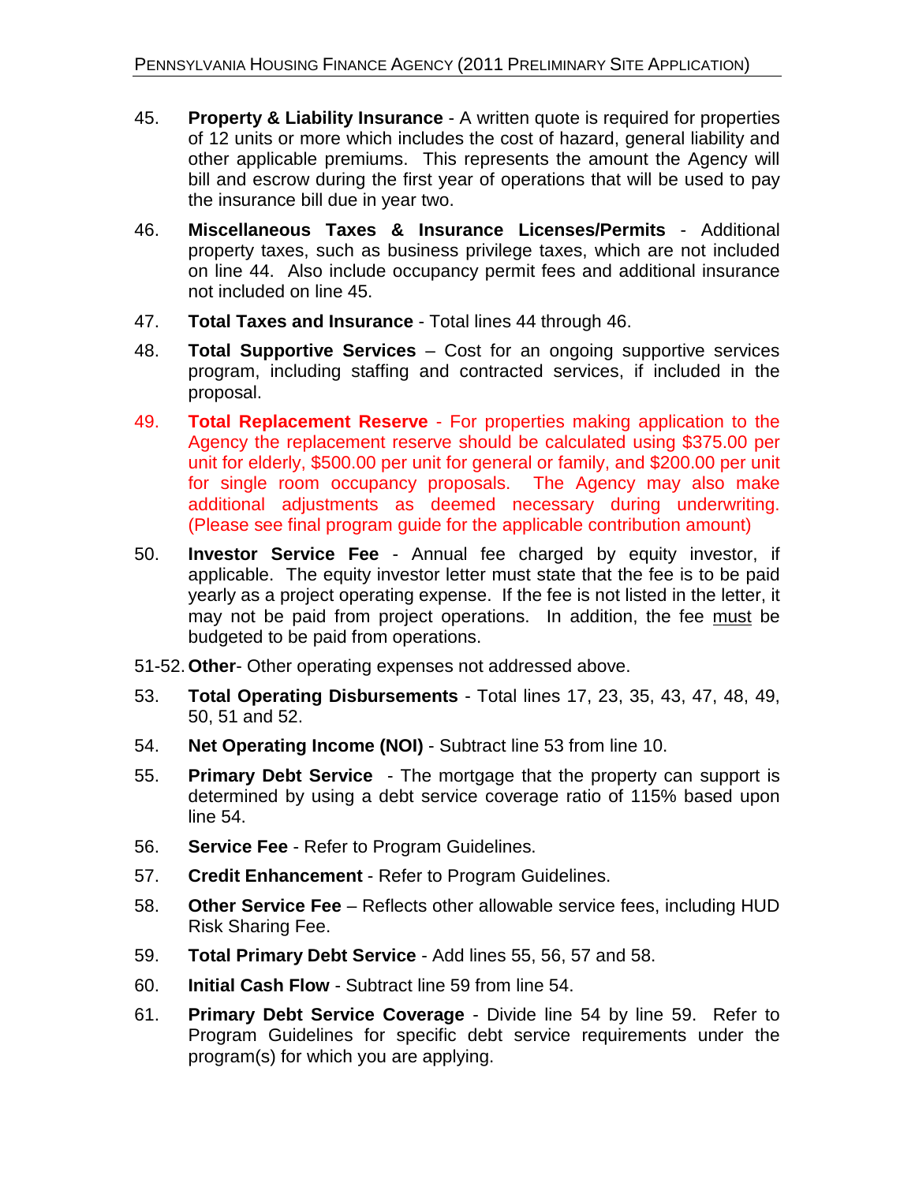45. **Property & Liability Insurance** - A written quote is required for properties of 12 units or more which includes the cost of hazard, general liability and other applicable premiums. This represents the amount the Agency will bill and escrow during the first year of operations that will be used to pay the insurance bill due in year two.

46. **Miscellaneous Taxes & Insurance Licenses/Permits** - Additional property taxes, such as business privilege taxes, which are not included on line 44. Also include occupancy permit fees and additional insurance not included on line 45.

47. **Total Taxes and Insurance** - Total lines 44 through 46.

48. **Total Supportive Services** – Cost for an ongoing supportive services program, including staffing and contracted services, if included in the proposal.

49. **Total Replacement Reserve** - For properties making application to the Agency the replacement reserve should be calculated using $375.00 per unit for elderly, $500.00 per unit for general or family, and $200.00 per unit for single room occupancy proposals. The Agency may also make additional adjustments as deemed necessary during underwriting. (Please see final program guide for the applicable contribution amount)

50. **Investor Service Fee** - Annual fee charged by equity investor, if applicable. The equity investor letter must state that the fee is to be paid yearly as a project operating expense. If the fee is not listed in the letter, it may not be paid from project operations. In addition, the fee must be budgeted to be paid from operations.

51-52. **Other**- Other operating expenses not addressed above.

53. **Total Operating Disbursements** - Total lines 17, 23, 35, 43, 47, 48, 49, 50, 51 and 52.

54. **Net Operating Income (NOI)** - Subtract line 53 from line 10.

55. **Primary Debt Service** - The mortgage that the property can support is determined by using a debt service coverage ratio of 115% based upon line 54.

56. **Service Fee** - Refer to Program Guidelines.

57. **Credit Enhancement** - Refer to Program Guidelines.

58. **Other Service Fee** – Reflects other allowable service fees, including HUD Risk Sharing Fee.

59. **Total Primary Debt Service** - Add lines 55, 56, 57 and 58.

60. **Initial Cash Flow** - Subtract line 59 from line 54.

61. **Primary Debt Service Coverage** - Divide line 54 by line 59. Refer to Program Guidelines for specific debt service requirements under the program(s) for which you are applying.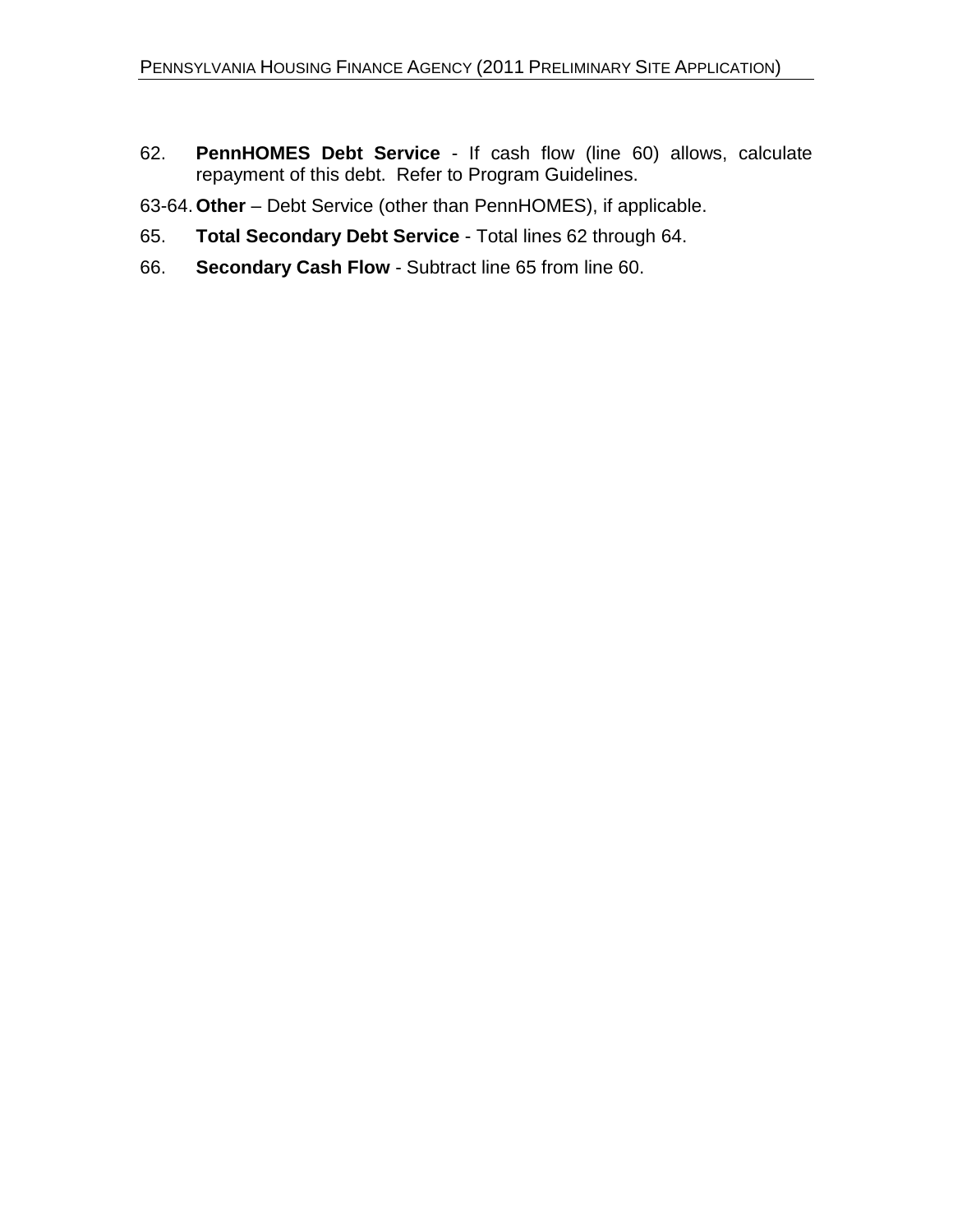62. **PennHOMES Debt Service** - If cash flow (line 60) allows, calculate repayment of this debt. Refer to Program Guidelines.

63-64. **Other** – Debt Service (other than PennHOMES), if applicable.

65. **Total Secondary Debt Service** - Total lines 62 through 64.

66. **Secondary Cash Flow** - Subtract line 65 from line 60.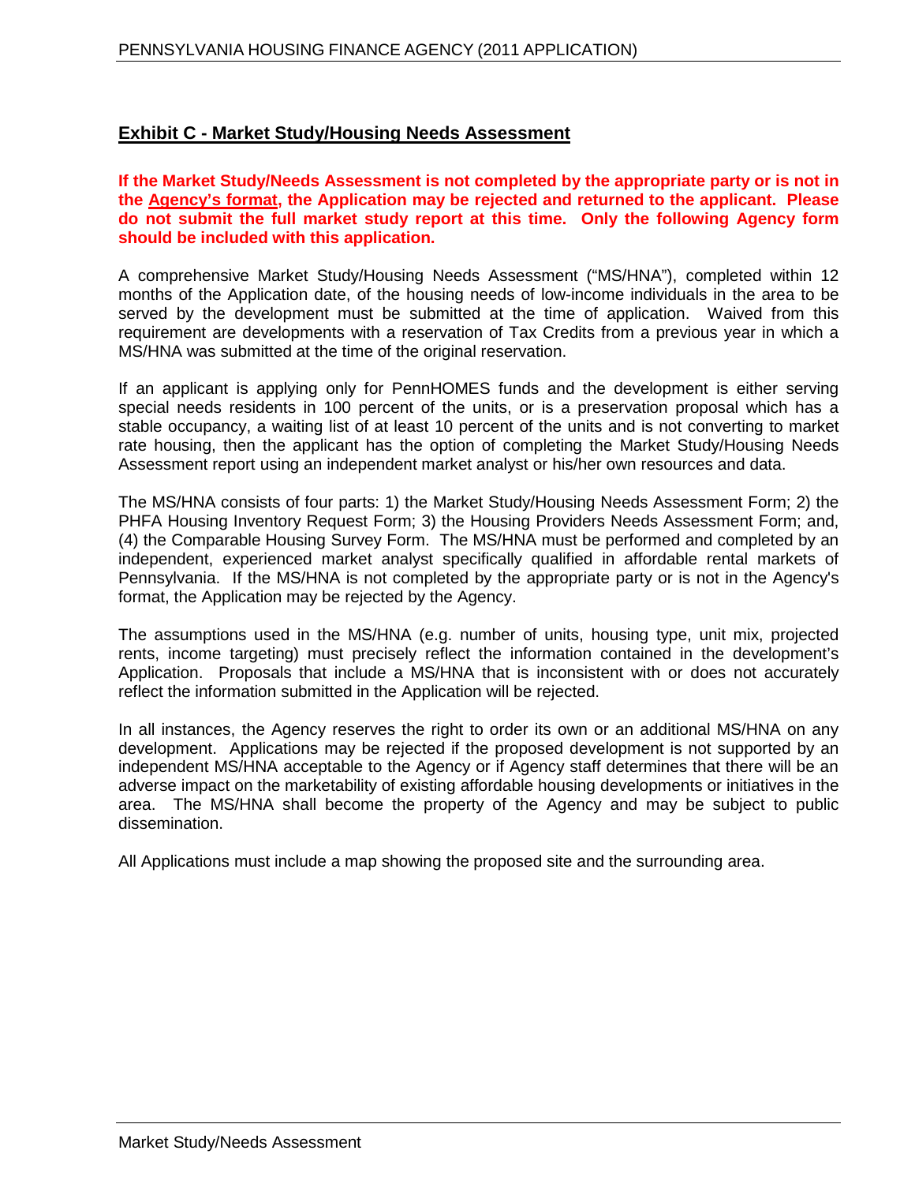## Exhibit C - Market Study/Housing Needs Assessment

**If the Market Study/Needs Assessment is not completed by the appropriate party or is not in the Agency's format, the Application may be rejected and returned to the applicant. Please do not submit the full market study report at this time. Only the following Agency form should be included with this application.**

A comprehensive Market Study/Housing Needs Assessment ("MS/HNA"), completed within 12 months of the Application date, of the housing needs of low-income individuals in the area to be served by the development must be submitted at the time of application. Waived from this requirement are developments with a reservation of Tax Credits from a previous year in which a MS/HNA was submitted at the time of the original reservation.

If an applicant is applying only for PennHOMES funds and the development is either serving special needs residents in 100 percent of the units, or is a preservation proposal which has a stable occupancy, a waiting list of at least 10 percent of the units and is not converting to market rate housing, then the applicant has the option of completing the Market Study/Housing Needs Assessment report using an independent market analyst or his/her own resources and data.

The MS/HNA consists of four parts: 1) the Market Study/Housing Needs Assessment Form; 2) the PHFA Housing Inventory Request Form; 3) the Housing Providers Needs Assessment Form; and, (4) the Comparable Housing Survey Form. The MS/HNA must be performed and completed by an independent, experienced market analyst specifically qualified in affordable rental markets of Pennsylvania. If the MS/HNA is not completed by the appropriate party or is not in the Agency's format, the Application may be rejected by the Agency.

The assumptions used in the MS/HNA (e.g. number of units, housing type, unit mix, projected rents, income targeting) must precisely reflect the information contained in the development's Application. Proposals that include a MS/HNA that is inconsistent with or does not accurately reflect the information submitted in the Application will be rejected.

In all instances, the Agency reserves the right to order its own or an additional MS/HNA on any development. Applications may be rejected if the proposed development is not supported by an independent MS/HNA acceptable to the Agency or if Agency staff determines that there will be an adverse impact on the marketability of existing affordable housing developments or initiatives in the area. The MS/HNA shall become the property of the Agency and may be subject to public dissemination.

All Applications must include a map showing the proposed site and the surrounding area.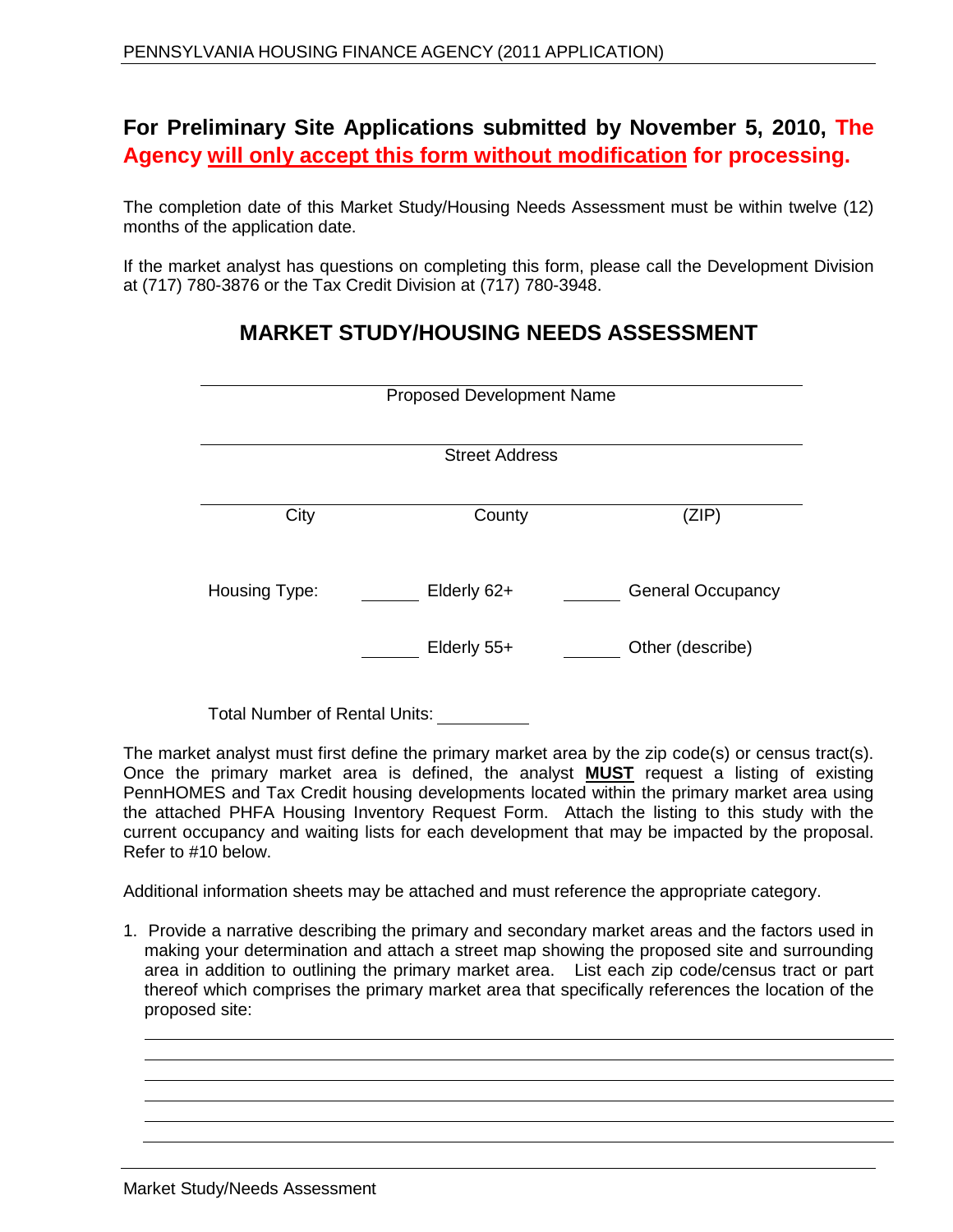## For Preliminary Site Applications submitted by November 5, 2010, The Agency will only accept this form without modification for processing.

The completion date of this Market Study/Housing Needs Assessment must be within twelve (12) months of the application date.

If the market analyst has questions on completing this form, please call the Development Division at (717) 780-3876 or the Tax Credit Division at (717) 780-3948.

# MARKET STUDY/HOUSING NEEDS ASSESSMENT

______________________________________________
Proposed Development Name

______________________________________________
Street Address

______________________________________________
City County (ZIP)

Housing Type: ______ Elderly 62+ ______ General Occupancy

______ Elderly 55+ ______ Other (describe)

Total Number of Rental Units: __________

The market analyst must first define the primary market area by the zip code(s) or census tract(s). Once the primary market area is defined, the analyst **MUST** request a listing of existing PennHOMES and Tax Credit housing developments located within the primary market area using the attached PHFA Housing Inventory Request Form. Attach the listing to this study with the current occupancy and waiting lists for each development that may be impacted by the proposal. Refer to #10 below.

Additional information sheets may be attached and must reference the appropriate category.

1. Provide a narrative describing the primary and secondary market areas and the factors used in making your determination and attach a street map showing the proposed site and surrounding area in addition to outlining the primary market area. List each zip code/census tract or part thereof which comprises the primary market area that specifically references the location of the proposed site:

______________________________________________
______________________________________________
______________________________________________
______________________________________________
______________________________________________
______________________________________________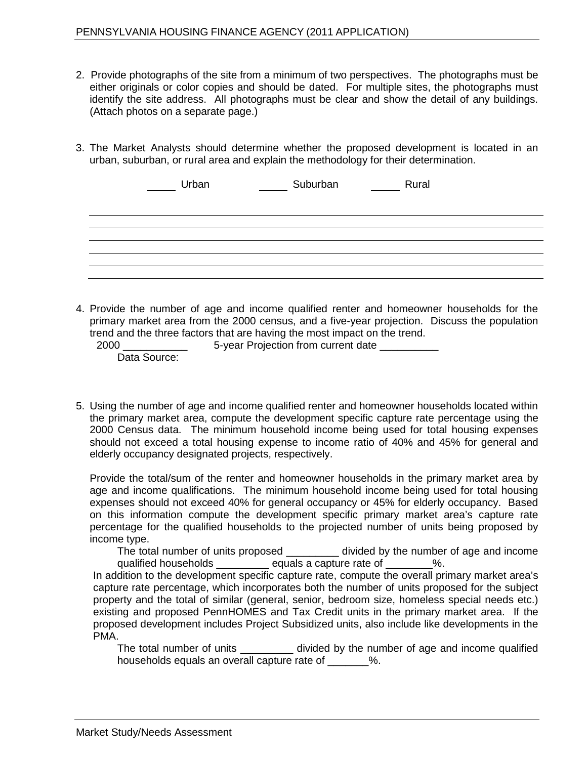2. Provide photographs of the site from a minimum of two perspectives. The photographs must be either originals or color copies and should be dated. For multiple sites, the photographs must identify the site address. All photographs must be clear and show the detail of any buildings. (Attach photos on a separate page.)

3. The Market Analysts should determine whether the proposed development is located in an urban, suburban, or rural area and explain the methodology for their determination.

   _____ Urban _____ Suburban _____ Rural

   ______________________________________________________________________________
   ______________________________________________________________________________
   ______________________________________________________________________________
   ______________________________________________________________________________
   ______________________________________________________________________________
   ______________________________________________________________________________

4. Provide the number of age and income qualified renter and homeowner households for the primary market area from the 2000 census, and a five-year projection. Discuss the population trend and the three factors that are having the most impact on the trend.

   2000 ___________ 5-year Projection from current date __________

   Data Source:

5. Using the number of age and income qualified renter and homeowner households located within the primary market area, compute the development specific capture rate percentage using the 2000 Census data. The minimum household income being used for total housing expenses should not exceed a total housing expense to income ratio of 40% and 45% for general and elderly occupancy designated projects, respectively.

   Provide the total/sum of the renter and homeowner households in the primary market area by age and income qualifications. The minimum household income being used for total housing expenses should not exceed 40% for general occupancy or 45% for elderly occupancy. Based on this information compute the development specific primary market area's capture rate percentage for the qualified households to the projected number of units being proposed by income type.

   The total number of units proposed _________ divided by the number of age and income qualified households _________ equals a capture rate of ________%.

   In addition to the development specific capture rate, compute the overall primary market area's capture rate percentage, which incorporates both the number of units proposed for the subject property and the total of similar (general, senior, bedroom size, homeless special needs etc.) existing and proposed PennHOMES and Tax Credit units in the primary market area. If the proposed development includes Project Subsidized units, also include like developments in the PMA.

   The total number of units _________ divided by the number of age and income qualified households equals an overall capture rate of _______%.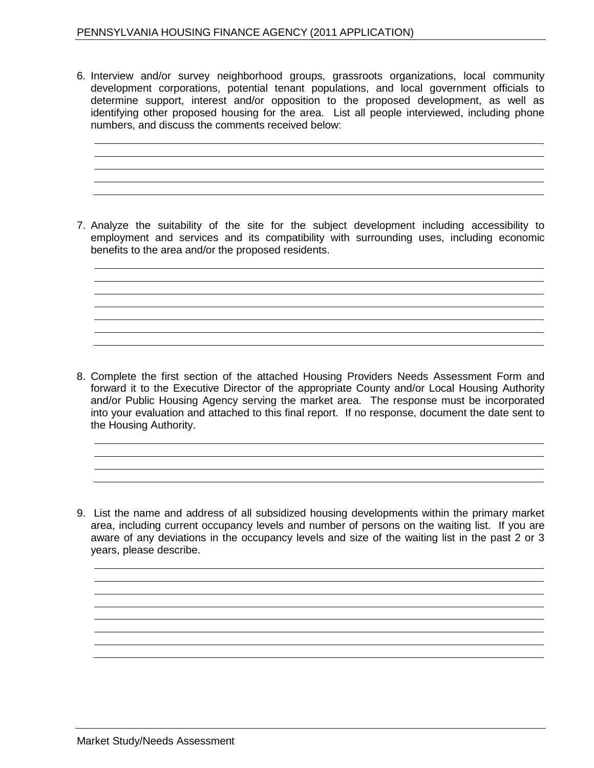6. Interview and/or survey neighborhood groups, grassroots organizations, local community development corporations, potential tenant populations, and local government officials to determine support, interest and/or opposition to the proposed development, as well as identifying other proposed housing for the area. List all people interviewed, including phone numbers, and discuss the comments received below:

7. Analyze the suitability of the site for the subject development including accessibility to employment and services and its compatibility with surrounding uses, including economic benefits to the area and/or the proposed residents.

8. Complete the first section of the attached Housing Providers Needs Assessment Form and forward it to the Executive Director of the appropriate County and/or Local Housing Authority and/or Public Housing Agency serving the market area. The response must be incorporated into your evaluation and attached to this final report. If no response, document the date sent to the Housing Authority.

9. List the name and address of all subsidized housing developments within the primary market area, including current occupancy levels and number of persons on the waiting list. If you are aware of any deviations in the occupancy levels and size of the waiting list in the past 2 or 3 years, please describe.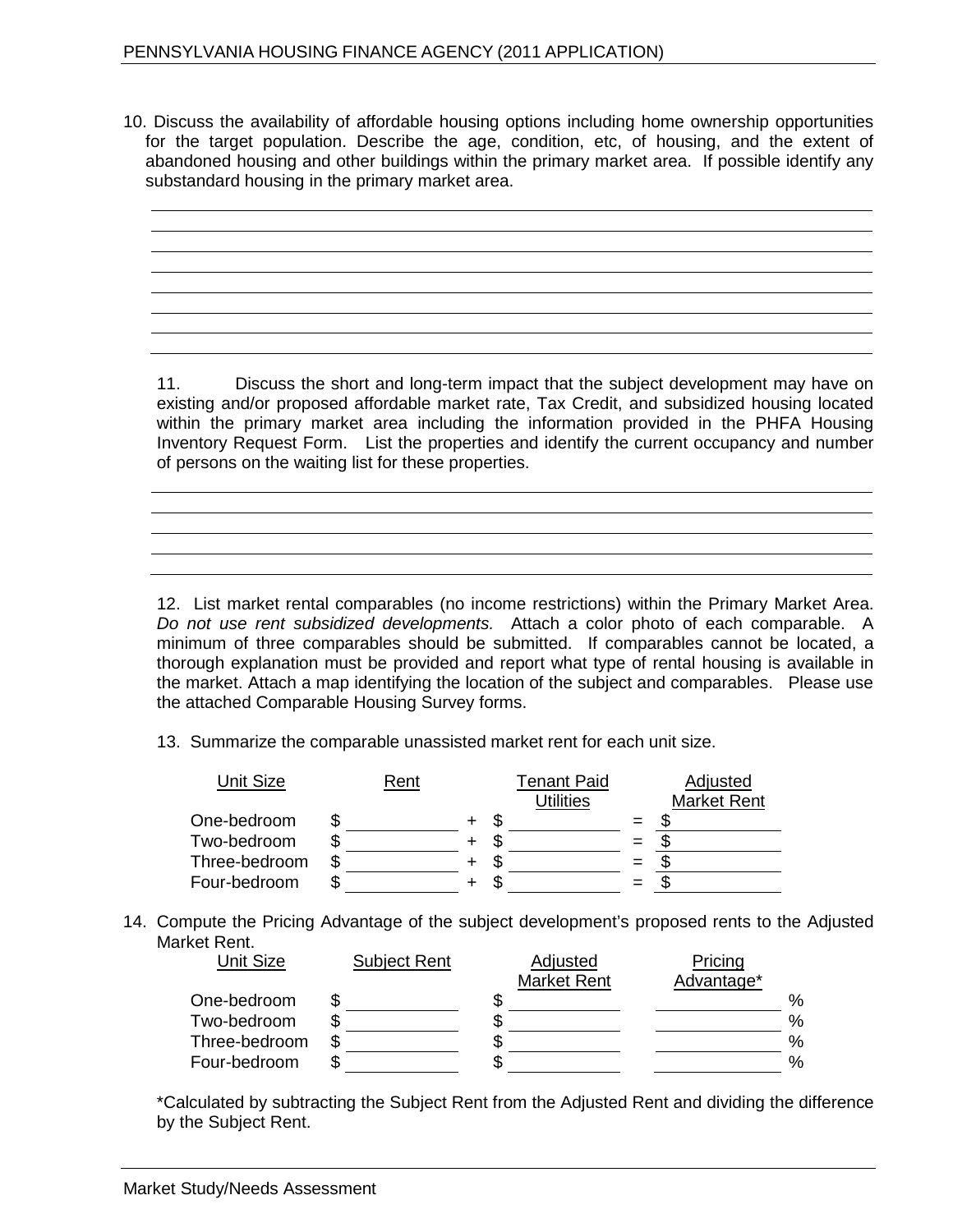10. Discuss the availability of affordable housing options including home ownership opportunities for the target population. Describe the age, condition, etc, of housing, and the extent of abandoned housing and other buildings within the primary market area. If possible identify any substandard housing in the primary market area.

11. Discuss the short and long-term impact that the subject development may have on existing and/or proposed affordable market rate, Tax Credit, and subsidized housing located within the primary market area including the information provided in the PHFA Housing Inventory Request Form. List the properties and identify the current occupancy and number of persons on the waiting list for these properties.

12. List market rental comparables (no income restrictions) within the Primary Market Area. *Do not use rent subsidized developments.* Attach a color photo of each comparable. A minimum of three comparables should be submitted. If comparables cannot be located, a thorough explanation must be provided and report what type of rental housing is available in the market. Attach a map identifying the location of the subject and comparables. Please use the attached Comparable Housing Survey forms.

13. Summarize the comparable unassisted market rent for each unit size.

| Unit Size | Rent | | Tenant Paid Utilities | | Adjusted Market Rent |
|---|---|---|---|---|---|
| One-bedroom | $ | + | $ | = | $ |
| Two-bedroom | $ | + | $ | = | $ |
| Three-bedroom | $ | + | $ | = | $ |
| Four-bedroom | $ | + | $ | = | $ |

14. Compute the Pricing Advantage of the subject development's proposed rents to the Adjusted Market Rent.

| Unit Size | Subject Rent | Adjusted Market Rent | Pricing Advantage* |
|---|---|---|---|
| One-bedroom | $ | $ | % |
| Two-bedroom | $ | $ | % |
| Three-bedroom | $ | $ | % |
| Four-bedroom | $ | $ | % |

*Calculated by subtracting the Subject Rent from the Adjusted Rent and dividing the difference by the Subject Rent.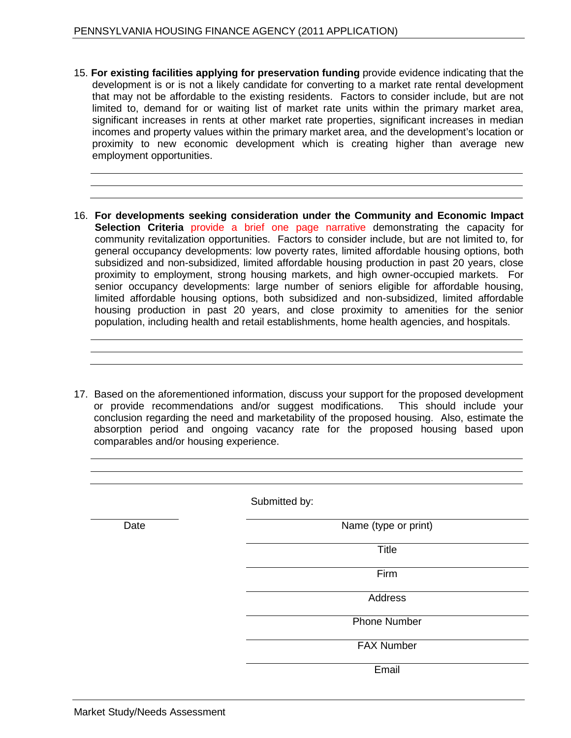15. **For existing facilities applying for preservation funding** provide evidence indicating that the development is or is not a likely candidate for converting to a market rate rental development that may not be affordable to the existing residents. Factors to consider include, but are not limited to, demand for or waiting list of market rate units within the primary market area, significant increases in rents at other market rate properties, significant increases in median incomes and property values within the primary market area, and the development's location or proximity to new economic development which is creating higher than average new employment opportunities.

\_\_\_\_\_\_\_\_\_\_\_\_\_\_\_\_\_\_\_\_\_\_\_\_\_\_\_\_\_\_\_\_\_\_\_\_\_\_\_\_\_\_\_\_\_\_\_\_\_\_\_\_\_\_\_\_\_\_\_\_

\_\_\_\_\_\_\_\_\_\_\_\_\_\_\_\_\_\_\_\_\_\_\_\_\_\_\_\_\_\_\_\_\_\_\_\_\_\_\_\_\_\_\_\_\_\_\_\_\_\_\_\_\_\_\_\_\_\_\_\_

\_\_\_\_\_\_\_\_\_\_\_\_\_\_\_\_\_\_\_\_\_\_\_\_\_\_\_\_\_\_\_\_\_\_\_\_\_\_\_\_\_\_\_\_\_\_\_\_\_\_\_\_\_\_\_\_\_\_\_\_

16. **For developments seeking consideration under the Community and Economic Impact Selection Criteria** provide a brief one page narrative demonstrating the capacity for community revitalization opportunities. Factors to consider include, but are not limited to, for general occupancy developments: low poverty rates, limited affordable housing options, both subsidized and non-subsidized, limited affordable housing production in past 20 years, close proximity to employment, strong housing markets, and high owner-occupied markets. For senior occupancy developments: large number of seniors eligible for affordable housing, limited affordable housing options, both subsidized and non-subsidized, limited affordable housing production in past 20 years, and close proximity to amenities for the senior population, including health and retail establishments, home health agencies, and hospitals.

\_\_\_\_\_\_\_\_\_\_\_\_\_\_\_\_\_\_\_\_\_\_\_\_\_\_\_\_\_\_\_\_\_\_\_\_\_\_\_\_\_\_\_\_\_\_\_\_\_\_\_\_\_\_\_\_\_\_\_\_

\_\_\_\_\_\_\_\_\_\_\_\_\_\_\_\_\_\_\_\_\_\_\_\_\_\_\_\_\_\_\_\_\_\_\_\_\_\_\_\_\_\_\_\_\_\_\_\_\_\_\_\_\_\_\_\_\_\_\_\_

\_\_\_\_\_\_\_\_\_\_\_\_\_\_\_\_\_\_\_\_\_\_\_\_\_\_\_\_\_\_\_\_\_\_\_\_\_\_\_\_\_\_\_\_\_\_\_\_\_\_\_\_\_\_\_\_\_\_\_\_

17. Based on the aforementioned information, discuss your support for the proposed development or provide recommendations and/or suggest modifications. This should include your conclusion regarding the need and marketability of the proposed housing. Also, estimate the absorption period and ongoing vacancy rate for the proposed housing based upon comparables and/or housing experience.

\_\_\_\_\_\_\_\_\_\_\_\_\_\_\_\_\_\_\_\_\_\_\_\_\_\_\_\_\_\_\_\_\_\_\_\_\_\_\_\_\_\_\_\_\_\_\_\_\_\_\_\_\_\_\_\_\_\_\_\_

\_\_\_\_\_\_\_\_\_\_\_\_\_\_\_\_\_\_\_\_\_\_\_\_\_\_\_\_\_\_\_\_\_\_\_\_\_\_\_\_\_\_\_\_\_\_\_\_\_\_\_\_\_\_\_\_\_\_\_\_

\_\_\_\_\_\_\_\_\_\_\_\_\_\_\_\_\_\_\_\_\_\_\_\_\_\_\_\_\_\_\_\_\_\_\_\_\_\_\_\_\_\_\_\_\_\_\_\_\_\_\_\_\_\_\_\_\_\_\_\_

Submitted by:

\_\_\_\_\_\_\_\_\_\_\_\_\_\_\_\_ Date

\_\_\_\_\_\_\_\_\_\_\_\_\_\_\_\_\_\_\_\_\_\_\_\_\_\_\_\_\_\_\_\_ Name (type or print)

\_\_\_\_\_\_\_\_\_\_\_\_\_\_\_\_\_\_\_\_\_\_\_\_\_\_\_\_\_\_\_\_ Title

\_\_\_\_\_\_\_\_\_\_\_\_\_\_\_\_\_\_\_\_\_\_\_\_\_\_\_\_\_\_\_\_ Firm

\_\_\_\_\_\_\_\_\_\_\_\_\_\_\_\_\_\_\_\_\_\_\_\_\_\_\_\_\_\_\_\_ Address

\_\_\_\_\_\_\_\_\_\_\_\_\_\_\_\_\_\_\_\_\_\_\_\_\_\_\_\_\_\_\_\_ Phone Number

\_\_\_\_\_\_\_\_\_\_\_\_\_\_\_\_\_\_\_\_\_\_\_\_\_\_\_\_\_\_\_\_ FAX Number

\_\_\_\_\_\_\_\_\_\_\_\_\_\_\_\_\_\_\_\_\_\_\_\_\_\_\_\_\_\_\_\_ Email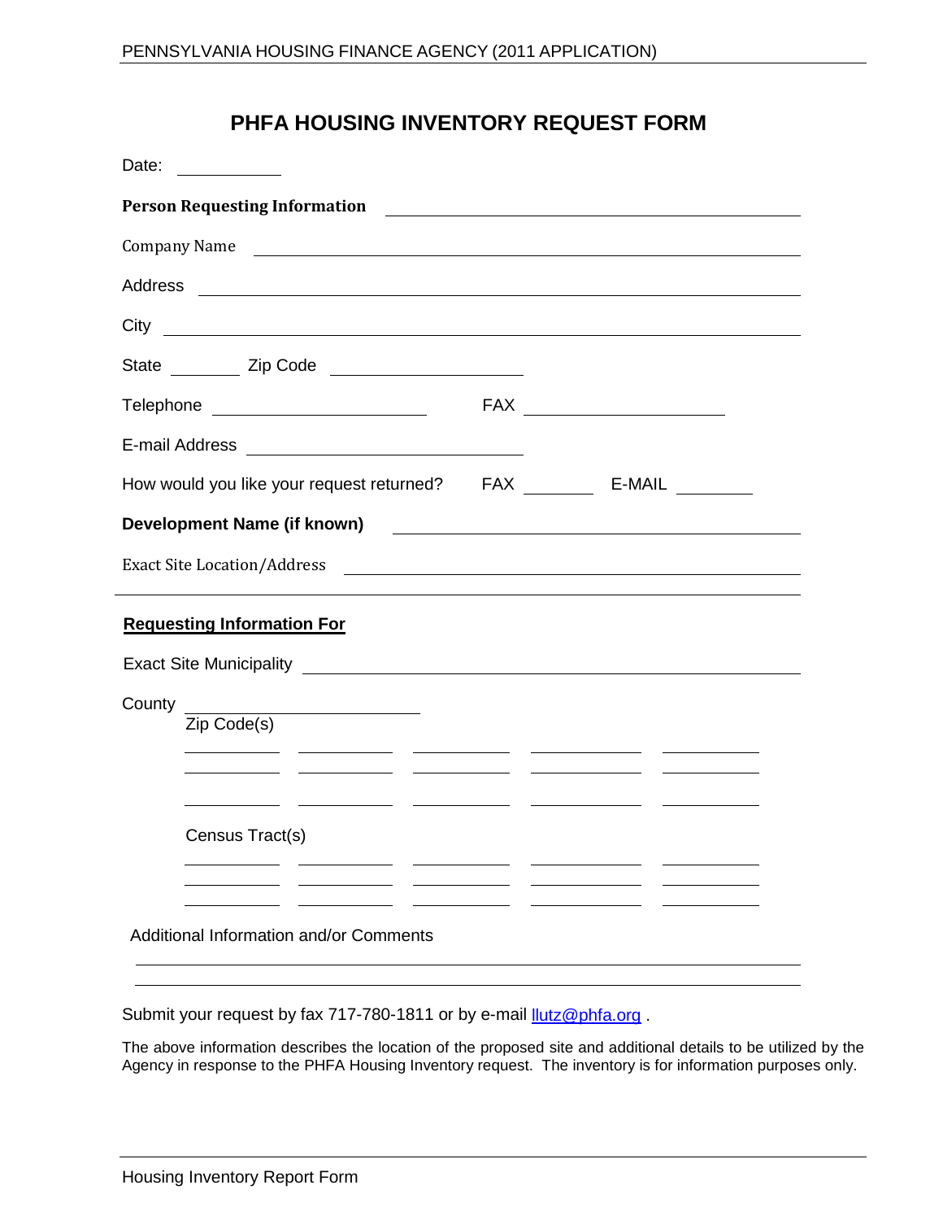# PHFA HOUSING INVENTORY REQUEST FORM

Date: ___________

**Person Requesting Information** ______________________________

Company Name ______________________________

Address ______________________________

City ______________________________

State ________ Zip Code ______________

Telephone ______________ FAX ______________

E-mail Address ______________________________

How would you like your request returned? FAX ________ E-MAIL ________

**Development Name (if known)** ______________________________

Exact Site Location/Address ______________________________

**Requesting Information For**

Exact Site Municipality ______________________________

County ______________

Zip Code(s)

________ ________ ________ ________ ________

________ ________ ________ ________ ________

________ ________ ________ ________ ________

Census Tract(s)

________ ________ ________ ________ ________

________ ________ ________ ________ ________

________ ________ ________ ________ ________

Additional Information and/or Comments

______________________________

______________________________

Submit your request by fax 717-780-1811 or by e-mail llutz@phfa.org .

The above information describes the location of the proposed site and additional details to be utilized by the Agency in response to the PHFA Housing Inventory request. The inventory is for information purposes only.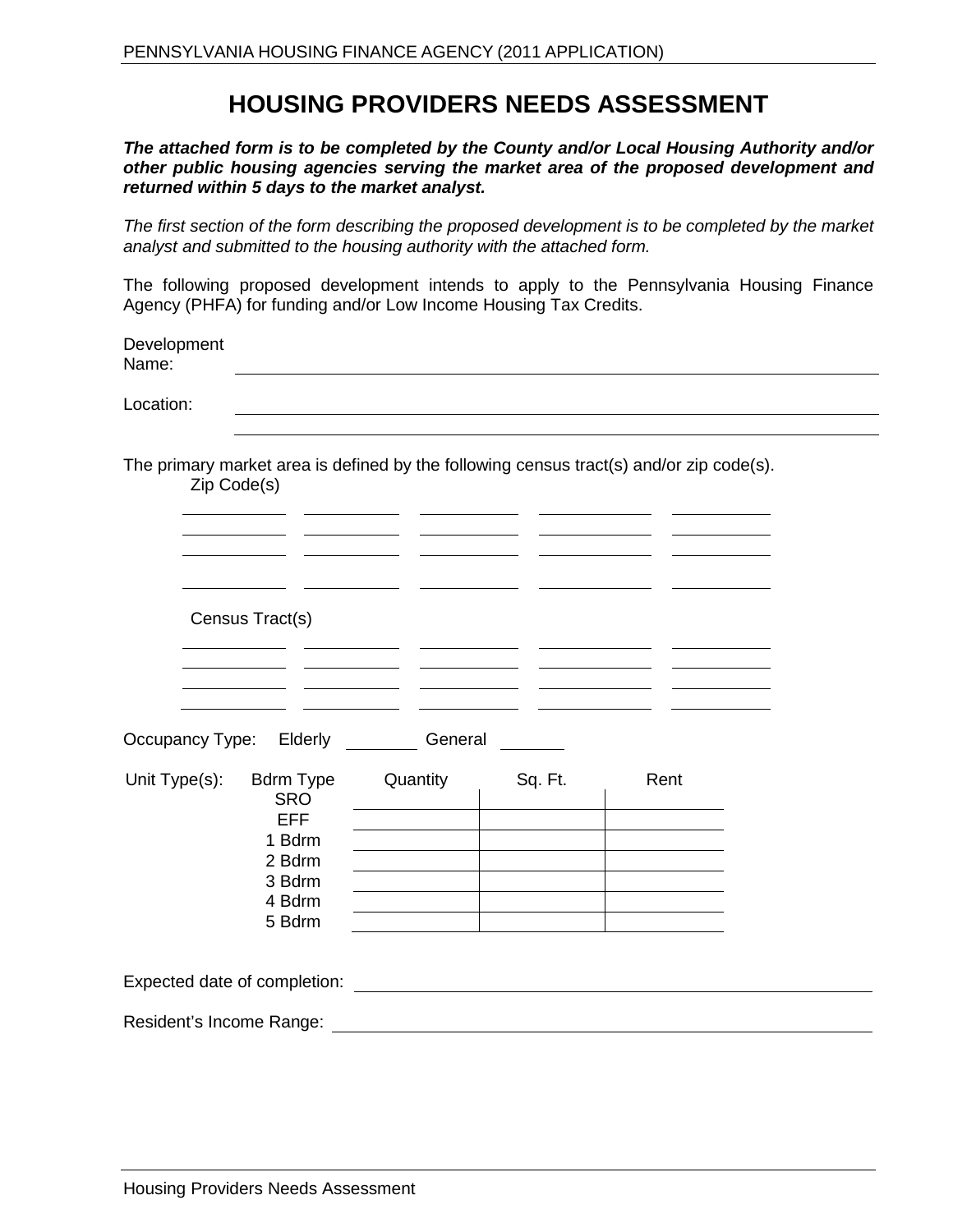# HOUSING PROVIDERS NEEDS ASSESSMENT

***The attached form is to be completed by the County and/or Local Housing Authority and/or other public housing agencies serving the market area of the proposed development and returned within 5 days to the market analyst.***

*The first section of the form describing the proposed development is to be completed by the market analyst and submitted to the housing authority with the attached form.*

The following proposed development intends to apply to the Pennsylvania Housing Finance Agency (PHFA) for funding and/or Low Income Housing Tax Credits.

Development Name: ______________________________

Location: ______________________________

______________________________

The primary market area is defined by the following census tract(s) and/or zip code(s).

Zip Code(s)

| | | | | |
|---|---|---|---|---|
| | | | | |
| | | | | |
| | | | | |
| | | | | |

Census Tract(s)

| | | | | |
|---|---|---|---|---|
| | | | | |
| | | | | |
| | | | | |
| | | | | |

Occupancy Type: Elderly ________ General ________

Unit Type(s):

| Bdrm Type | Quantity | Sq. Ft. | Rent |
|---|---|---|---|
| SRO | | | |
| EFF | | | |
| 1 Bdrm | | | |
| 2 Bdrm | | | |
| 3 Bdrm | | | |
| 4 Bdrm | | | |
| 5 Bdrm | | | |

Expected date of completion: ______________________________

Resident's Income Range: ______________________________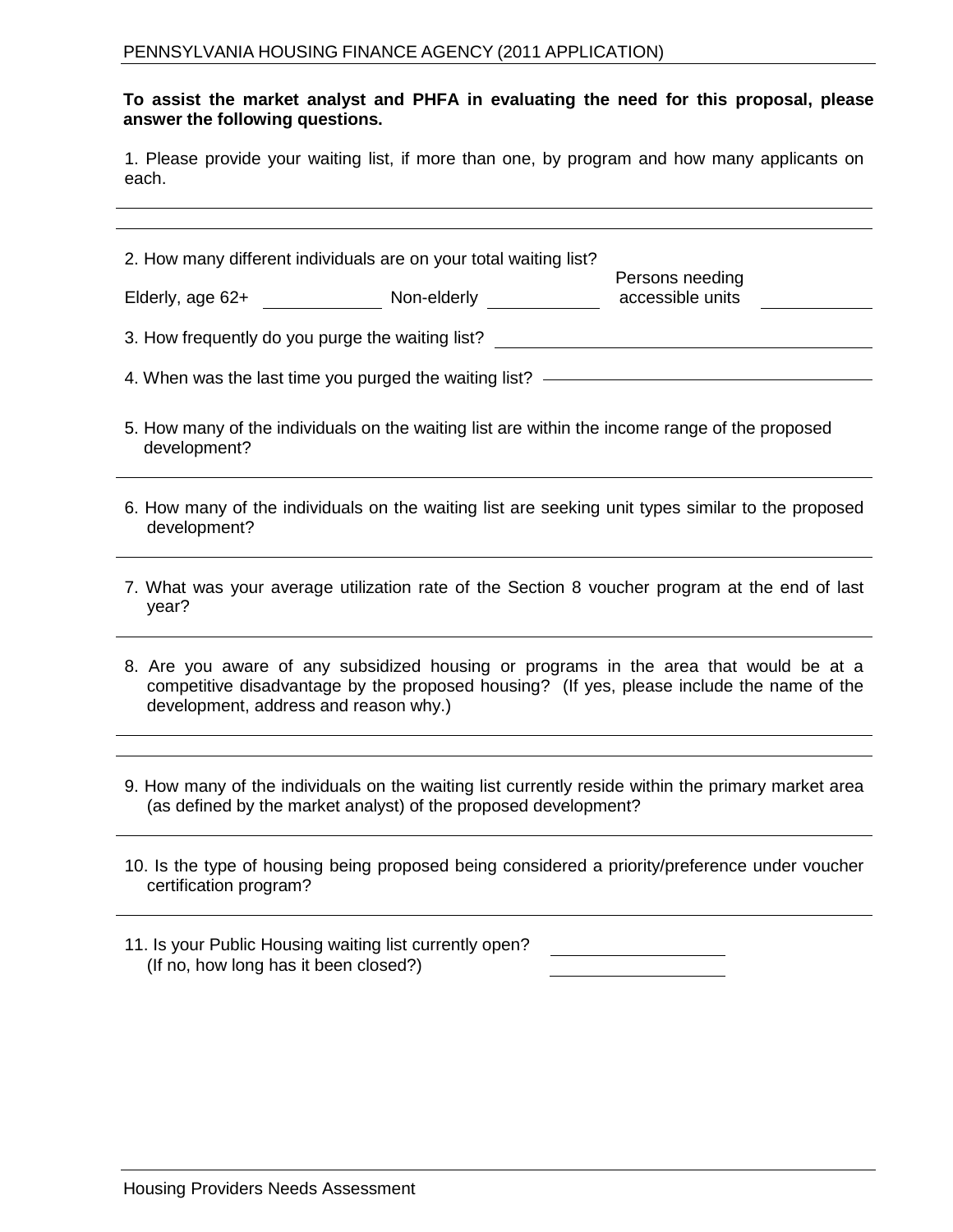**To assist the market analyst and PHFA in evaluating the need for this proposal, please answer the following questions.**

1. Please provide your waiting list, if more than one, by program and how many applicants on each.

_______________________________________________________________________________

_______________________________________________________________________________

2. How many different individuals are on your total waiting list?

Elderly, age 62+ ____________ Non-elderly ____________ Persons needing accessible units ____________

3. How frequently do you purge the waiting list? ________________________________

4. When was the last time you purged the waiting list? ____________________________

5. How many of the individuals on the waiting list are within the income range of the proposed development?

_______________________________________________________________________________

6. How many of the individuals on the waiting list are seeking unit types similar to the proposed development?

_______________________________________________________________________________

7. What was your average utilization rate of the Section 8 voucher program at the end of last year?

_______________________________________________________________________________

8. Are you aware of any subsidized housing or programs in the area that would be at a competitive disadvantage by the proposed housing? (If yes, please include the name of the development, address and reason why.)

_______________________________________________________________________________

_______________________________________________________________________________

9. How many of the individuals on the waiting list currently reside within the primary market area (as defined by the market analyst) of the proposed development?

_______________________________________________________________________________

10. Is the type of housing being proposed being considered a priority/preference under voucher certification program?

_______________________________________________________________________________

11. Is your Public Housing waiting list currently open? ________________
(If no, how long has it been closed?) ________________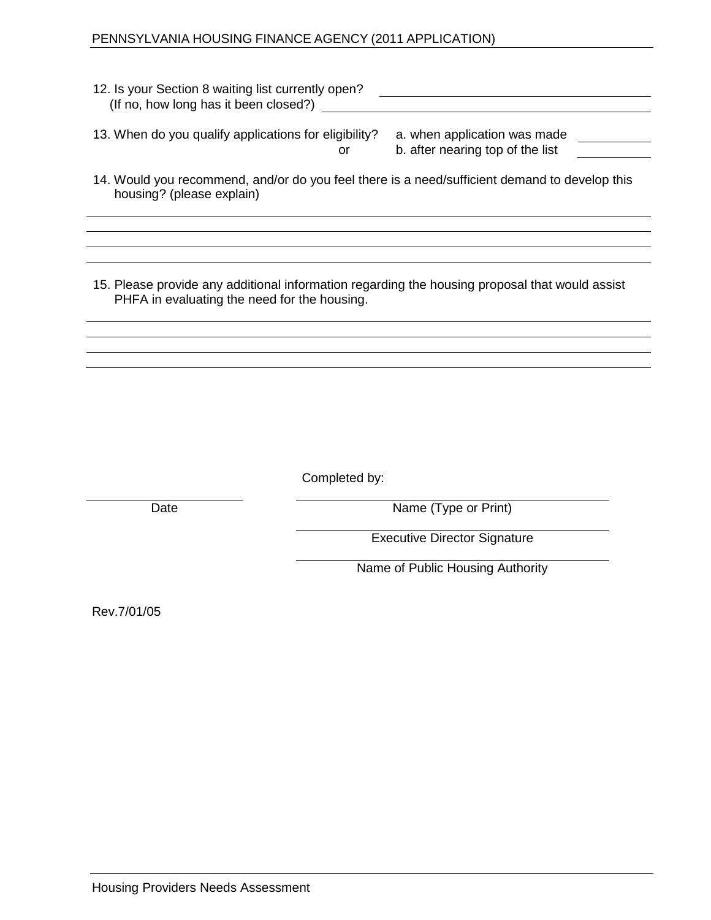12. Is your Section 8 waiting list currently open? ______________________
   (If no, how long has it been closed?) ______________________

13. When do you qualify applications for eligibility? a. when application was made ________
   or b. after nearing top of the list ________

14. Would you recommend, and/or do you feel there is a need/sufficient demand to develop this housing? (please explain)

______________________________________________________________________

______________________________________________________________________

______________________________________________________________________

______________________________________________________________________

15. Please provide any additional information regarding the housing proposal that would assist PHFA in evaluating the need for the housing.

______________________________________________________________________

______________________________________________________________________

______________________________________________________________________

______________________________________________________________________

Completed by:

______________________ Date

______________________ Name (Type or Print)

______________________ Executive Director Signature

______________________ Name of Public Housing Authority

Rev.7/01/05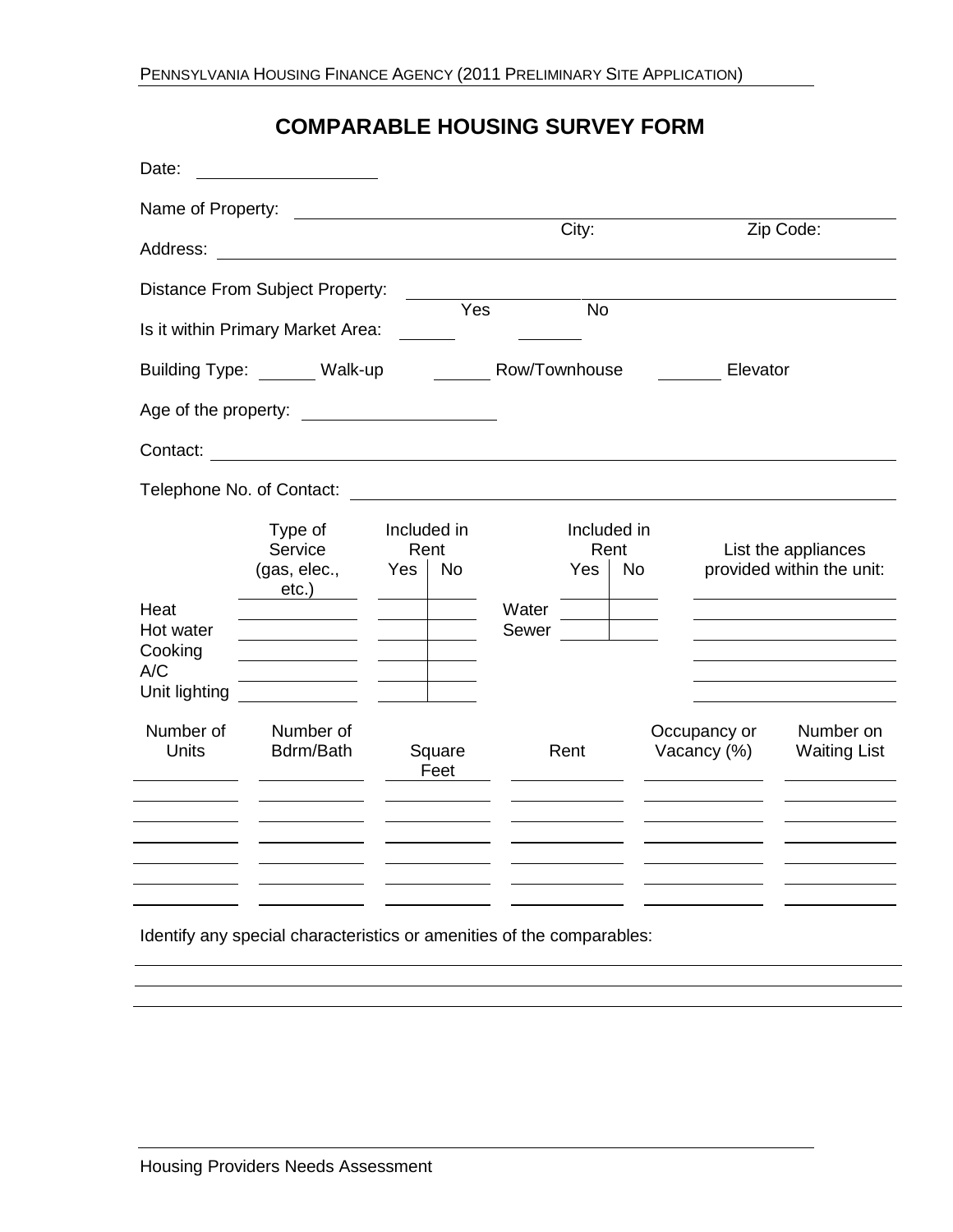# COMPARABLE HOUSING SURVEY FORM

Date: \_\_\_\_\_\_\_\_\_\_\_\_\_\_\_\_\_\_\_\_

Name of Property: \_\_\_\_\_\_\_\_\_\_\_\_\_\_\_\_\_\_\_\_\_\_\_\_\_\_\_\_\_\_\_\_\_\_\_\_\_\_\_\_\_\_\_\_

Address: \_\_\_\_\_\_\_\_\_\_\_\_\_\_\_\_\_\_\_\_\_\_\_\_\_\_\_\_ City: \_\_\_\_\_\_\_\_\_\_\_\_\_\_\_\_ Zip Code: \_\_\_\_\_\_\_\_\_\_

Distance From Subject Property: \_\_\_\_\_\_\_\_\_\_\_\_\_\_\_\_\_\_\_\_\_\_\_\_\_\_\_\_\_\_\_\_

Is it within Primary Market Area: \_\_\_\_\_\_ Yes \_\_\_\_\_\_ No

Building Type: \_\_\_\_\_\_ Walk-up \_\_\_\_\_\_ Row/Townhouse \_\_\_\_\_\_ Elevator

Age of the property: \_\_\_\_\_\_\_\_\_\_\_\_\_\_\_\_\_\_\_\_

Contact: \_\_\_\_\_\_\_\_\_\_\_\_\_\_\_\_\_\_\_\_\_\_\_\_\_\_\_\_\_\_\_\_\_\_\_\_\_\_\_\_\_\_\_\_

Telephone No. of Contact: \_\_\_\_\_\_\_\_\_\_\_\_\_\_\_\_\_\_\_\_\_\_\_\_\_\_\_\_\_\_\_\_\_\_\_\_

| | Type of Service (gas, elec., etc.) | Included in Rent | |
|---|---|---|---|
| | | Yes | No |
| Heat | | | |
| Hot water | | | |
| Cooking | | | |
| A/C | | | |
| Unit lighting | | | |

| | Included in Rent | |
|---|---|---|
| | Yes | No |
| Water | | |
| Sewer | | |

List the appliances provided within the unit:

\_\_\_\_\_\_\_\_\_\_\_\_\_\_\_\_\_\_\_\_

\_\_\_\_\_\_\_\_\_\_\_\_\_\_\_\_\_\_\_\_

\_\_\_\_\_\_\_\_\_\_\_\_\_\_\_\_\_\_\_\_

\_\_\_\_\_\_\_\_\_\_\_\_\_\_\_\_\_\_\_\_

\_\_\_\_\_\_\_\_\_\_\_\_\_\_\_\_\_\_\_\_

| Number of Units | Number of Bdrm/Bath | Square Feet | Rent | Occupancy or Vacancy (%) | Number on Waiting List |
|---|---|---|---|---|---|
| | | | | | |
| | | | | | |
| | | | | | |
| | | | | | |
| | | | | | |
| | | | | | |
| | | | | | |

Identify any special characteristics or amenities of the comparables:

\_\_\_\_\_\_\_\_\_\_\_\_\_\_\_\_\_\_\_\_\_\_\_\_\_\_\_\_\_\_\_\_\_\_\_\_\_\_\_\_\_\_\_\_\_\_\_\_\_\_\_\_\_\_\_\_\_\_

\_\_\_\_\_\_\_\_\_\_\_\_\_\_\_\_\_\_\_\_\_\_\_\_\_\_\_\_\_\_\_\_\_\_\_\_\_\_\_\_\_\_\_\_\_\_\_\_\_\_\_\_\_\_\_\_\_\_

\_\_\_\_\_\_\_\_\_\_\_\_\_\_\_\_\_\_\_\_\_\_\_\_\_\_\_\_\_\_\_\_\_\_\_\_\_\_\_\_\_\_\_\_\_\_\_\_\_\_\_\_\_\_\_\_\_\_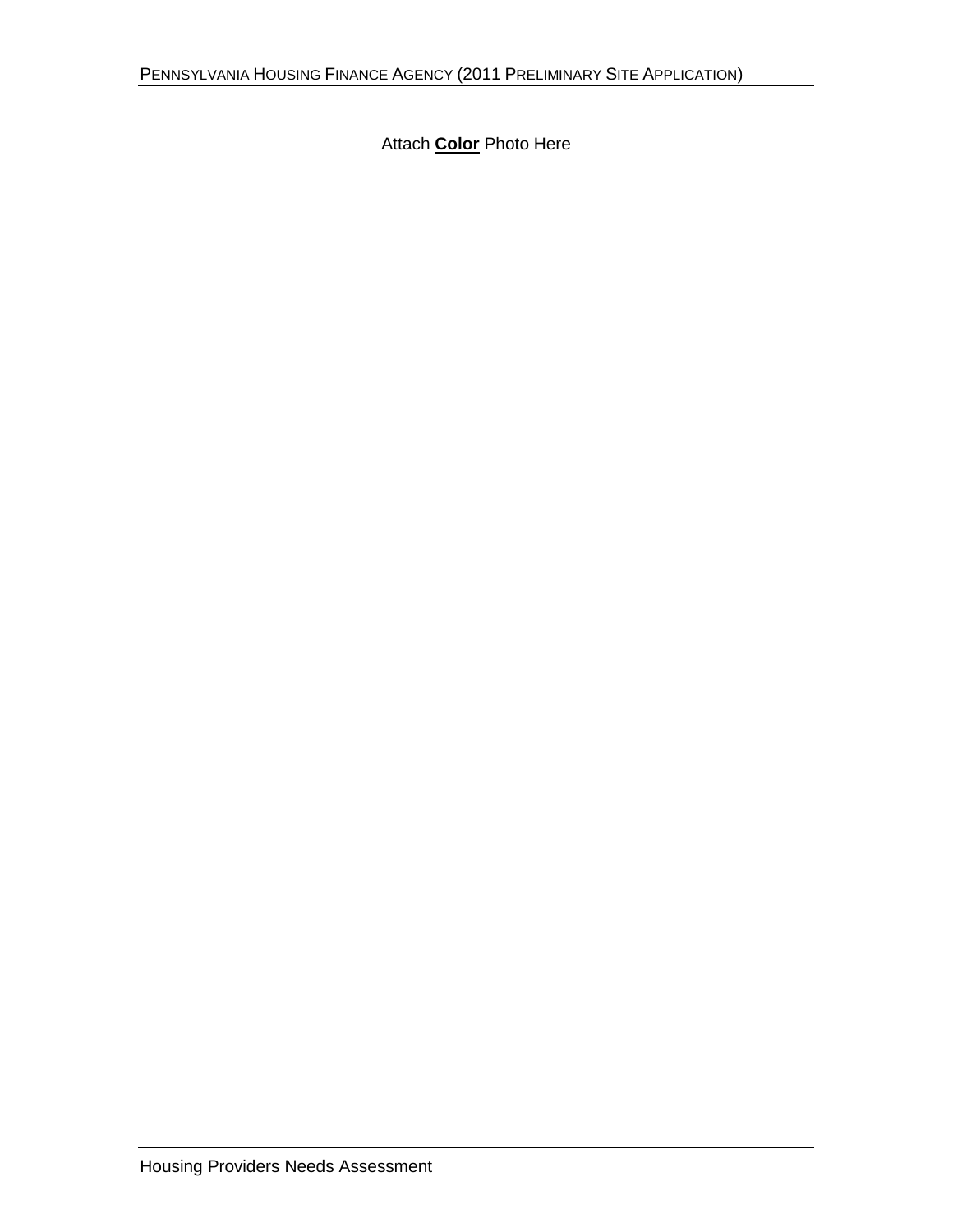Attach **Color** Photo Here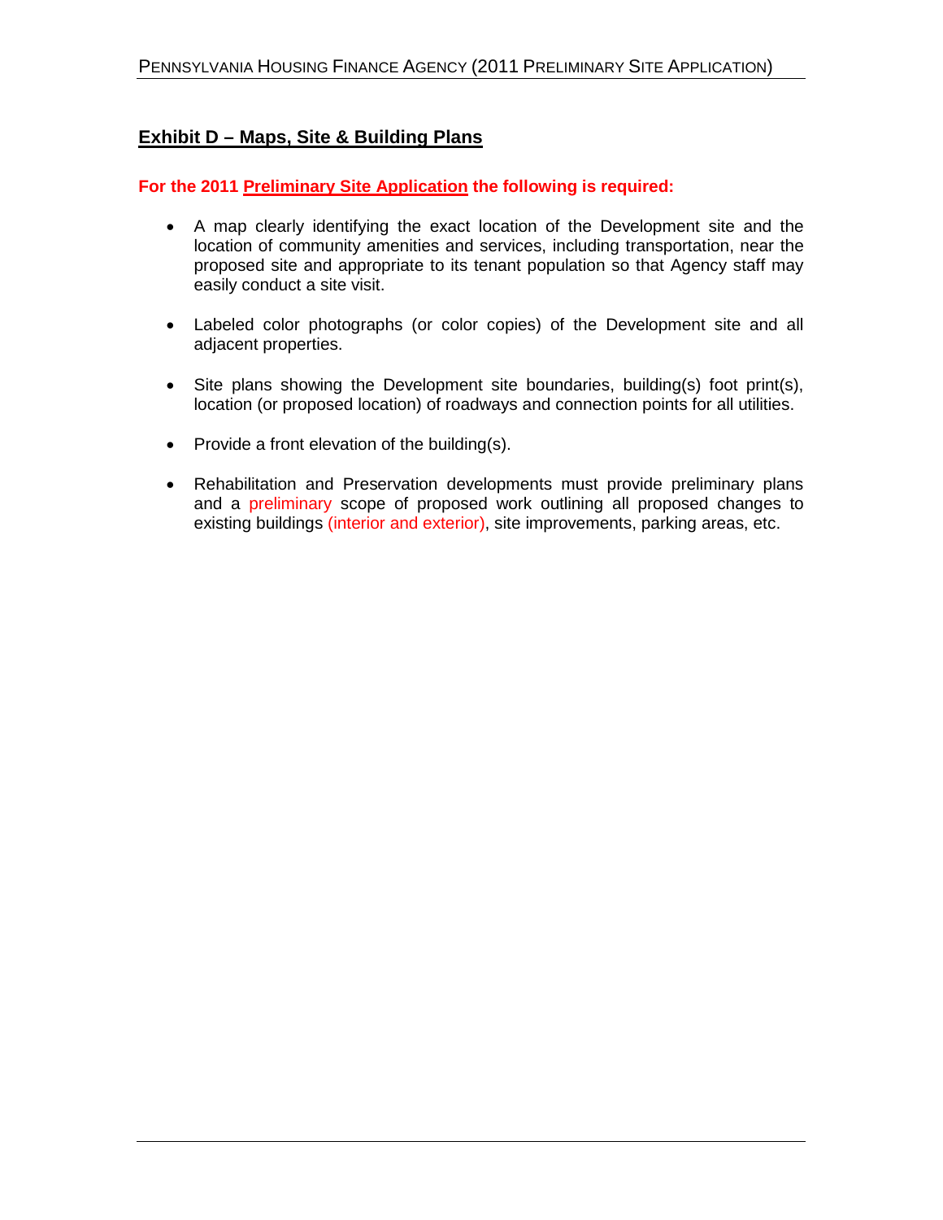## Exhibit D – Maps, Site & Building Plans

**For the 2011 Preliminary Site Application the following is required:**

- A map clearly identifying the exact location of the Development site and the location of community amenities and services, including transportation, near the proposed site and appropriate to its tenant population so that Agency staff may easily conduct a site visit.

- Labeled color photographs (or color copies) of the Development site and all adjacent properties.

- Site plans showing the Development site boundaries, building(s) foot print(s), location (or proposed location) of roadways and connection points for all utilities.

- Provide a front elevation of the building(s).

- Rehabilitation and Preservation developments must provide preliminary plans and a preliminary scope of proposed work outlining all proposed changes to existing buildings (interior and exterior), site improvements, parking areas, etc.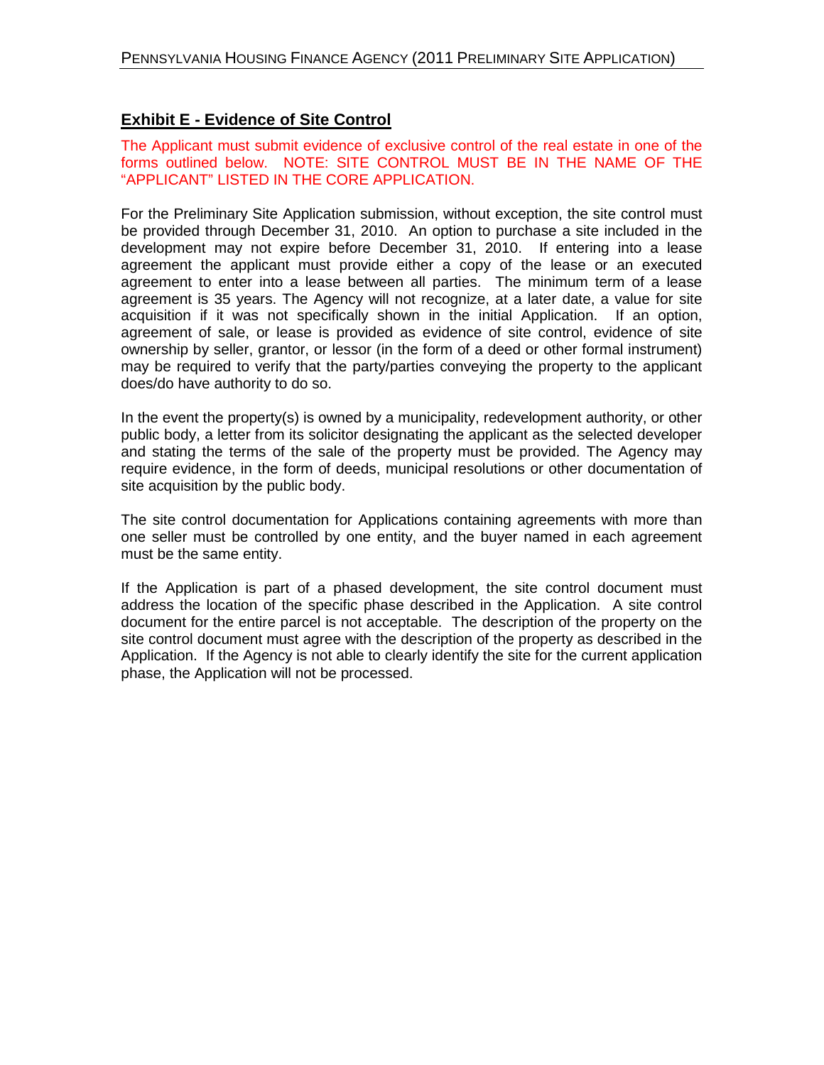## **Exhibit E - Evidence of Site Control**

The Applicant must submit evidence of exclusive control of the real estate in one of the forms outlined below. NOTE: SITE CONTROL MUST BE IN THE NAME OF THE "APPLICANT" LISTED IN THE CORE APPLICATION.

For the Preliminary Site Application submission, without exception, the site control must be provided through December 31, 2010. An option to purchase a site included in the development may not expire before December 31, 2010. If entering into a lease agreement the applicant must provide either a copy of the lease or an executed agreement to enter into a lease between all parties. The minimum term of a lease agreement is 35 years. The Agency will not recognize, at a later date, a value for site acquisition if it was not specifically shown in the initial Application. If an option, agreement of sale, or lease is provided as evidence of site control, evidence of site ownership by seller, grantor, or lessor (in the form of a deed or other formal instrument) may be required to verify that the party/parties conveying the property to the applicant does/do have authority to do so.

In the event the property(s) is owned by a municipality, redevelopment authority, or other public body, a letter from its solicitor designating the applicant as the selected developer and stating the terms of the sale of the property must be provided. The Agency may require evidence, in the form of deeds, municipal resolutions or other documentation of site acquisition by the public body.

The site control documentation for Applications containing agreements with more than one seller must be controlled by one entity, and the buyer named in each agreement must be the same entity.

If the Application is part of a phased development, the site control document must address the location of the specific phase described in the Application. A site control document for the entire parcel is not acceptable. The description of the property on the site control document must agree with the description of the property as described in the Application. If the Agency is not able to clearly identify the site for the current application phase, the Application will not be processed.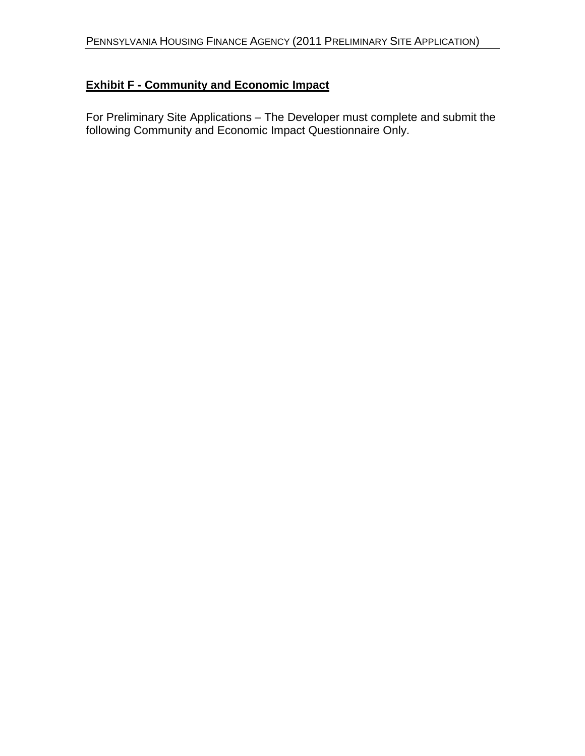**Exhibit F - Community and Economic Impact**

For Preliminary Site Applications – The Developer must complete and submit the following Community and Economic Impact Questionnaire Only.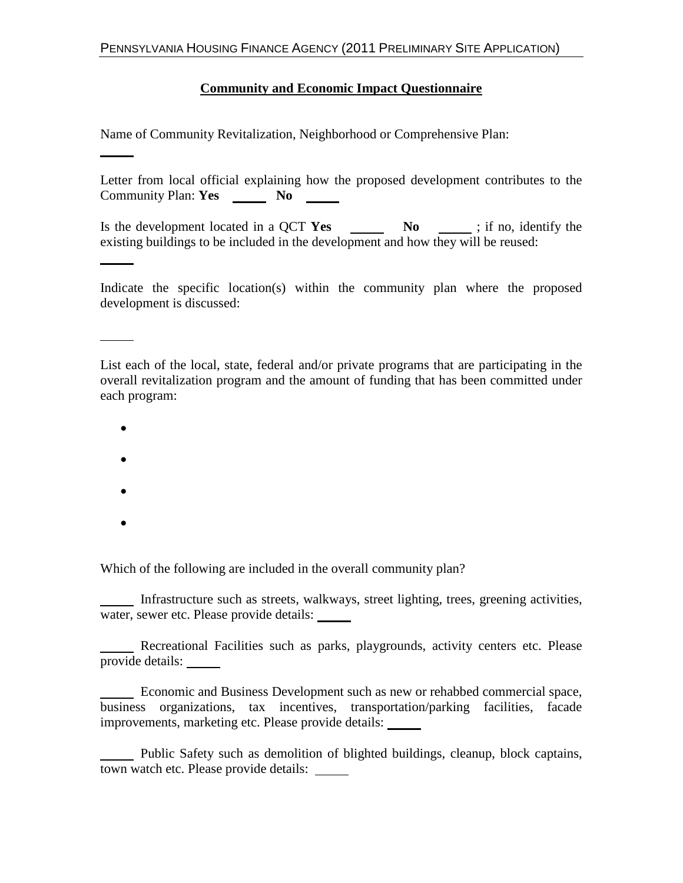## Community and Economic Impact Questionnaire

Name of Community Revitalization, Neighborhood or Comprehensive Plan:

_____

Letter from local official explaining how the proposed development contributes to the Community Plan: **Yes** _____ **No** _____

Is the development located in a QCT **Yes** _____ **No** _____ ; if no, identify the existing buildings to be included in the development and how they will be reused:

_____

Indicate the specific location(s) within the community plan where the proposed development is discussed:

_____

List each of the local, state, federal and/or private programs that are participating in the overall revitalization program and the amount of funding that has been committed under each program:

- 
- 
- 
- 

Which of the following are included in the overall community plan?

_____ Infrastructure such as streets, walkways, street lighting, trees, greening activities, water, sewer etc. Please provide details: _____

_____ Recreational Facilities such as parks, playgrounds, activity centers etc. Please provide details: _____

_____ Economic and Business Development such as new or rehabbed commercial space, business organizations, tax incentives, transportation/parking facilities, facade improvements, marketing etc. Please provide details: _____

_____ Public Safety such as demolition of blighted buildings, cleanup, block captains, town watch etc. Please provide details: _____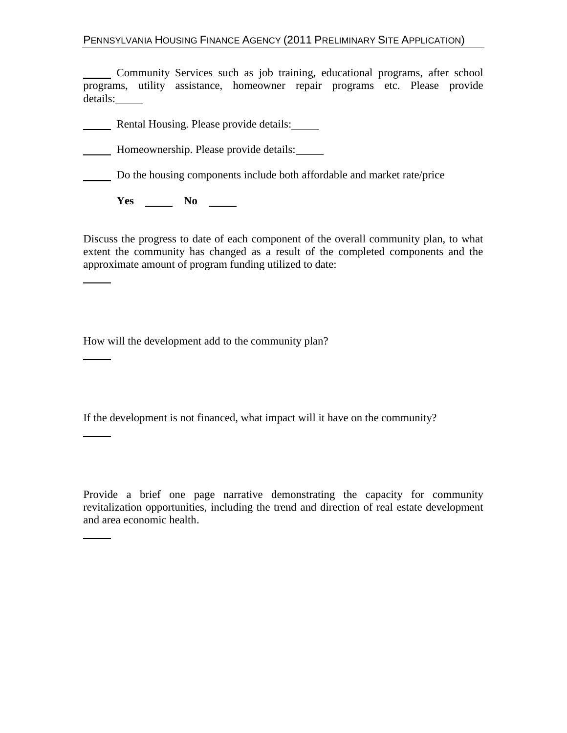_____ Community Services such as job training, educational programs, after school programs, utility assistance, homeowner repair programs etc. Please provide details:_____

_____ Rental Housing. Please provide details:_____

_____ Homeownership. Please provide details:_____

_____ Do the housing components include both affordable and market rate/price

**Yes** _____ **No** _____

Discuss the progress to date of each component of the overall community plan, to what extent the community has changed as a result of the completed components and the approximate amount of program funding utilized to date:

_____

How will the development add to the community plan?

_____

If the development is not financed, what impact will it have on the community?

_____

Provide a brief one page narrative demonstrating the capacity for community revitalization opportunities, including the trend and direction of real estate development and area economic health.

_____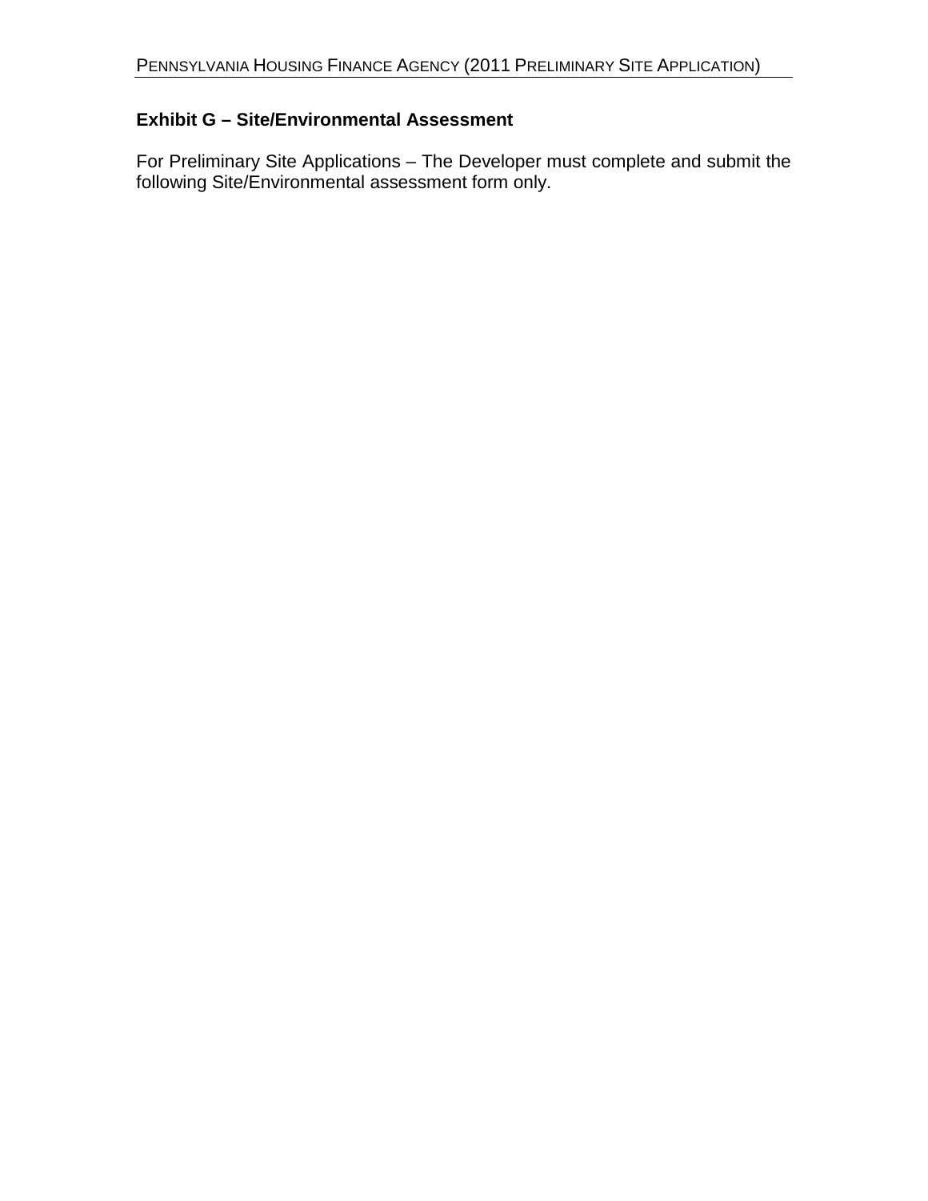**Exhibit G – Site/Environmental Assessment**

For Preliminary Site Applications – The Developer must complete and submit the following Site/Environmental assessment form only.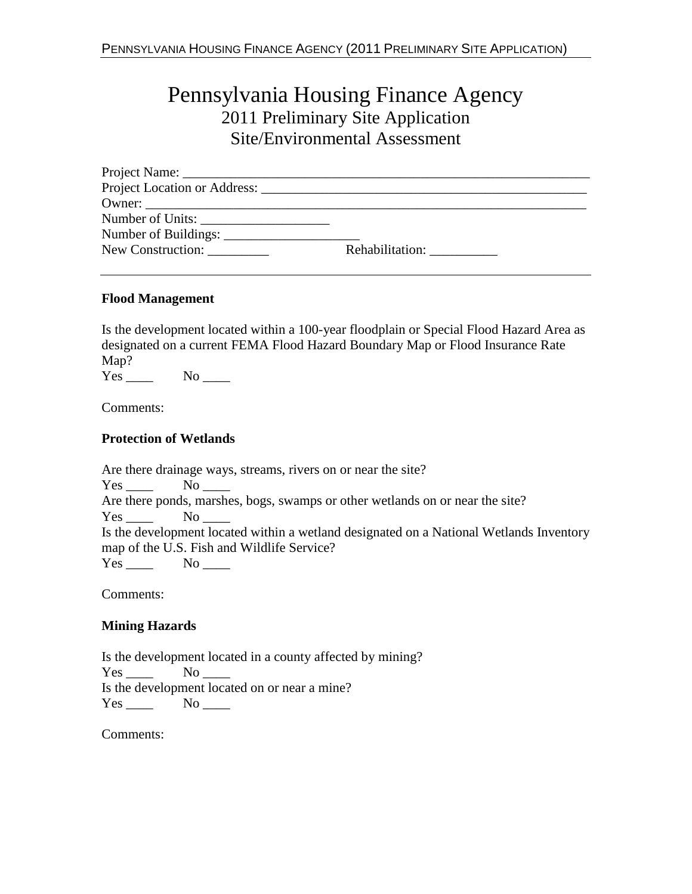# Pennsylvania Housing Finance Agency

## 2011 Preliminary Site Application

## Site/Environmental Assessment

Project Name: ____________________________________________________________

Project Location or Address: _______________________________________________

Owner: _________________________________________________________________

Number of Units: ___________________

Number of Buildings: ____________________

New Construction: _________ Rehabilitation: __________

---

**Flood Management**

Is the development located within a 100-year floodplain or Special Flood Hazard Area as designated on a current FEMA Flood Hazard Boundary Map or Flood Insurance Rate Map?

Yes ____ No ____

Comments:

**Protection of Wetlands**

Are there drainage ways, streams, rivers on or near the site?

Yes ____ No ____

Are there ponds, marshes, bogs, swamps or other wetlands on or near the site?

Yes ____ No ____

Is the development located within a wetland designated on a National Wetlands Inventory map of the U.S. Fish and Wildlife Service?

Yes ____ No ____

Comments:

**Mining Hazards**

Is the development located in a county affected by mining?

Yes ____ No ____

Is the development located on or near a mine?

Yes ____ No ____

Comments: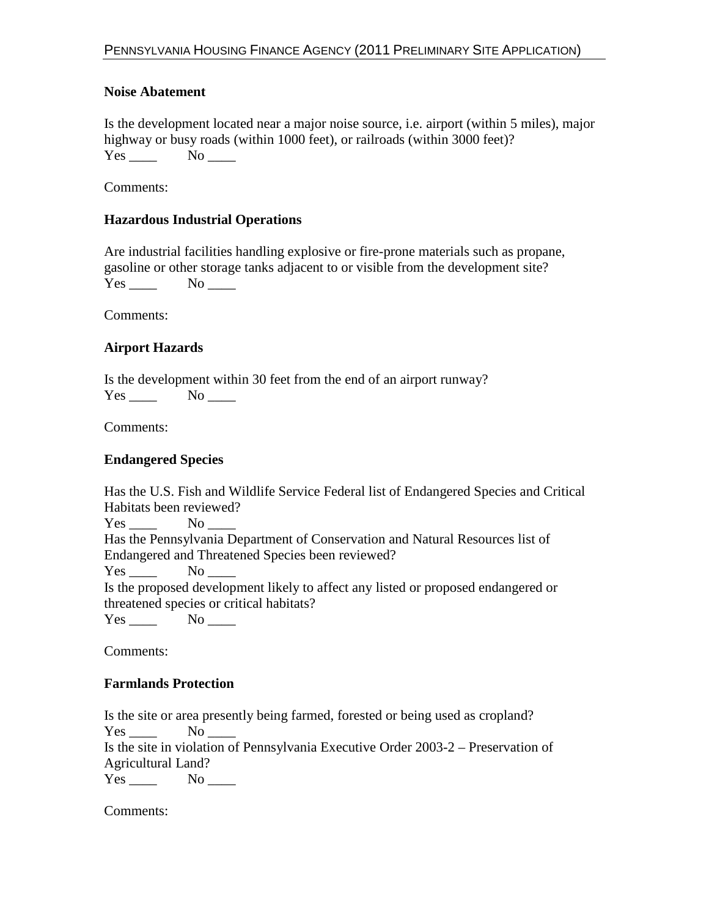**Noise Abatement**

Is the development located near a major noise source, i.e. airport (within 5 miles), major highway or busy roads (within 1000 feet), or railroads (within 3000 feet)?
Yes ____ No ____

Comments:

**Hazardous Industrial Operations**

Are industrial facilities handling explosive or fire-prone materials such as propane, gasoline or other storage tanks adjacent to or visible from the development site?
Yes ____ No ____

Comments:

**Airport Hazards**

Is the development within 30 feet from the end of an airport runway?
Yes ____ No ____

Comments:

**Endangered Species**

Has the U.S. Fish and Wildlife Service Federal list of Endangered Species and Critical Habitats been reviewed?
Yes ____ No ____
Has the Pennsylvania Department of Conservation and Natural Resources list of Endangered and Threatened Species been reviewed?
Yes ____ No ____
Is the proposed development likely to affect any listed or proposed endangered or threatened species or critical habitats?
Yes ____ No ____

Comments:

**Farmlands Protection**

Is the site or area presently being farmed, forested or being used as cropland?
Yes ____ No ____
Is the site in violation of Pennsylvania Executive Order 2003-2 – Preservation of Agricultural Land?
Yes ____ No ____

Comments: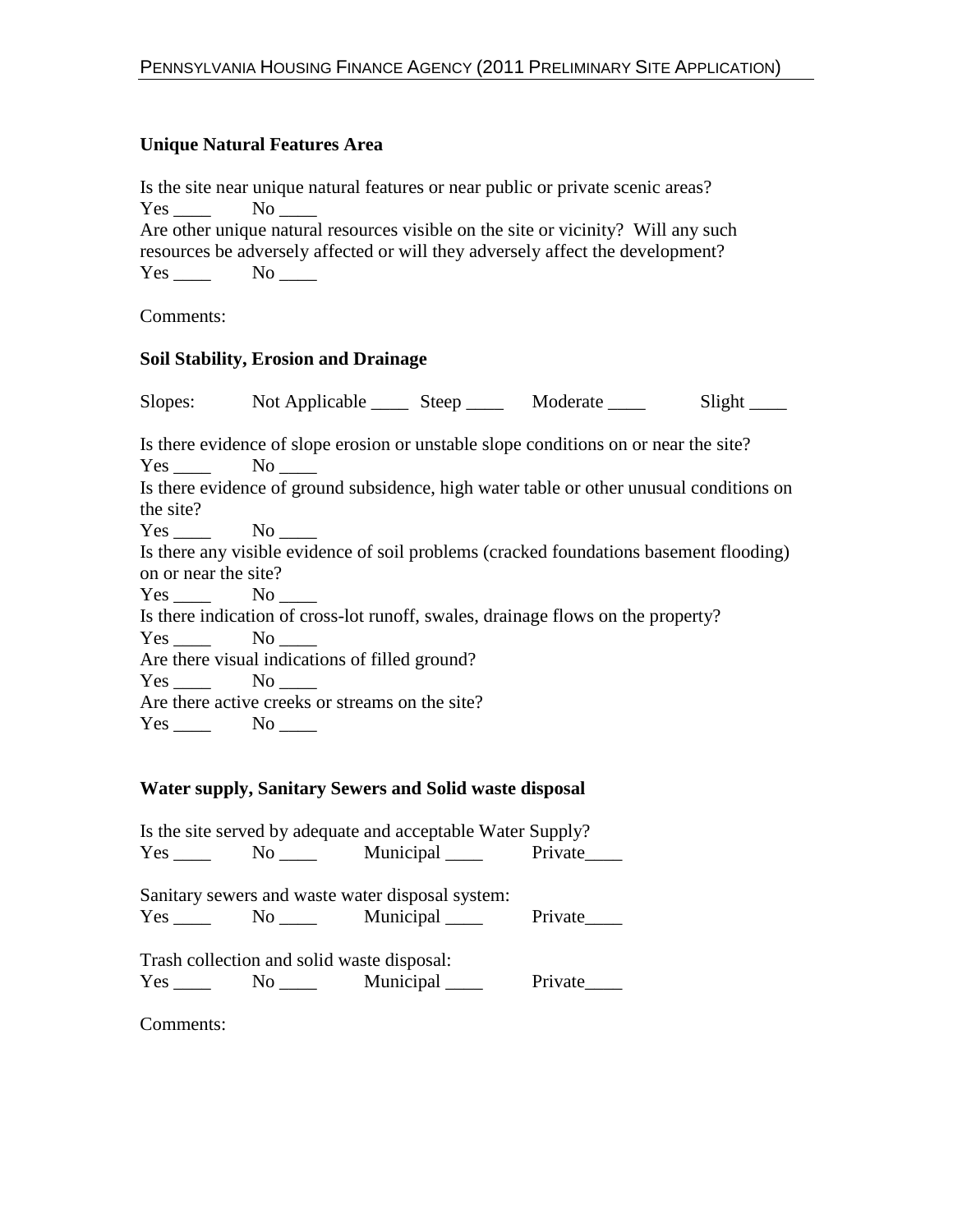**Unique Natural Features Area**

Is the site near unique natural features or near public or private scenic areas?
Yes ____ No ____
Are other unique natural resources visible on the site or vicinity? Will any such resources be adversely affected or will they adversely affect the development?
Yes ____ No ____

Comments:

**Soil Stability, Erosion and Drainage**

Slopes: Not Applicable ____ Steep ____ Moderate ____ Slight ____

Is there evidence of slope erosion or unstable slope conditions on or near the site?
Yes ____ No ____
Is there evidence of ground subsidence, high water table or other unusual conditions on the site?
Yes ____ No ____
Is there any visible evidence of soil problems (cracked foundations basement flooding) on or near the site?
Yes ____ No ____
Is there indication of cross-lot runoff, swales, drainage flows on the property?
Yes ____ No ____
Are there visual indications of filled ground?
Yes ____ No ____
Are there active creeks or streams on the site?
Yes ____ No ____

**Water supply, Sanitary Sewers and Solid waste disposal**

Is the site served by adequate and acceptable Water Supply?
Yes ____ No ____ Municipal ____ Private____

Sanitary sewers and waste water disposal system:
Yes ____ No ____ Municipal ____ Private____

Trash collection and solid waste disposal:
Yes ____ No ____ Municipal ____ Private____

Comments: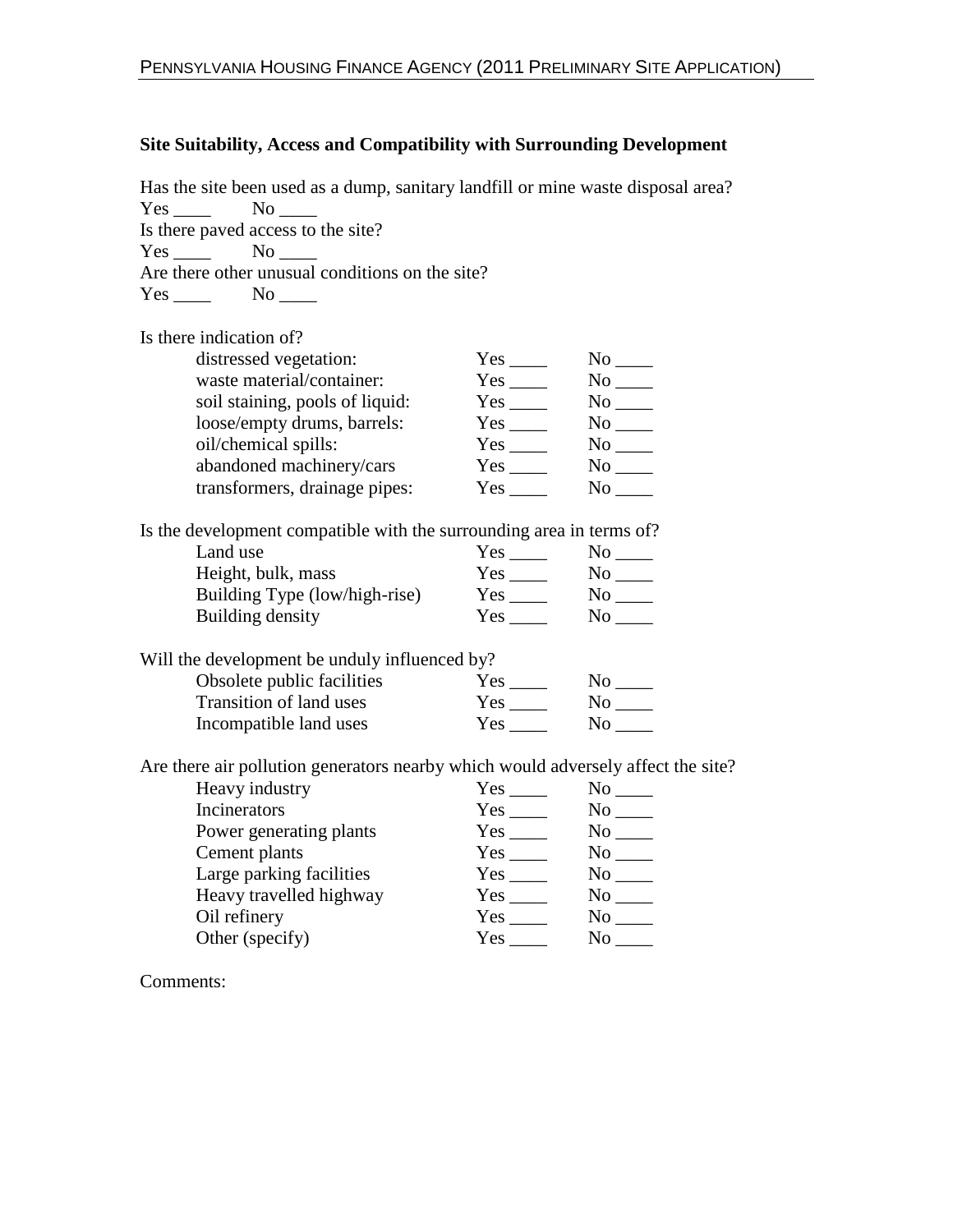**Site Suitability, Access and Compatibility with Surrounding Development**

Has the site been used as a dump, sanitary landfill or mine waste disposal area?
Yes ____ No ____
Is there paved access to the site?
Yes ____ No ____
Are there other unusual conditions on the site?
Yes ____ No ____

Is there indication of?

| | | |
|---|---|---|
| distressed vegetation: | Yes ____ | No ____ |
| waste material/container: | Yes ____ | No ____ |
| soil staining, pools of liquid: | Yes ____ | No ____ |
| loose/empty drums, barrels: | Yes ____ | No ____ |
| oil/chemical spills: | Yes ____ | No ____ |
| abandoned machinery/cars | Yes ____ | No ____ |
| transformers, drainage pipes: | Yes ____ | No ____ |

Is the development compatible with the surrounding area in terms of?

| | | |
|---|---|---|
| Land use | Yes ____ | No ____ |
| Height, bulk, mass | Yes ____ | No ____ |
| Building Type (low/high-rise) | Yes ____ | No ____ |
| Building density | Yes ____ | No ____ |

Will the development be unduly influenced by?

| | | |
|---|---|---|
| Obsolete public facilities | Yes ____ | No ____ |
| Transition of land uses | Yes ____ | No ____ |
| Incompatible land uses | Yes ____ | No ____ |

Are there air pollution generators nearby which would adversely affect the site?

| | | |
|---|---|---|
| Heavy industry | Yes ____ | No ____ |
| Incinerators | Yes ____ | No ____ |
| Power generating plants | Yes ____ | No ____ |
| Cement plants | Yes ____ | No ____ |
| Large parking facilities | Yes ____ | No ____ |
| Heavy travelled highway | Yes ____ | No ____ |
| Oil refinery | Yes ____ | No ____ |
| Other (specify) | Yes ____ | No ____ |

Comments: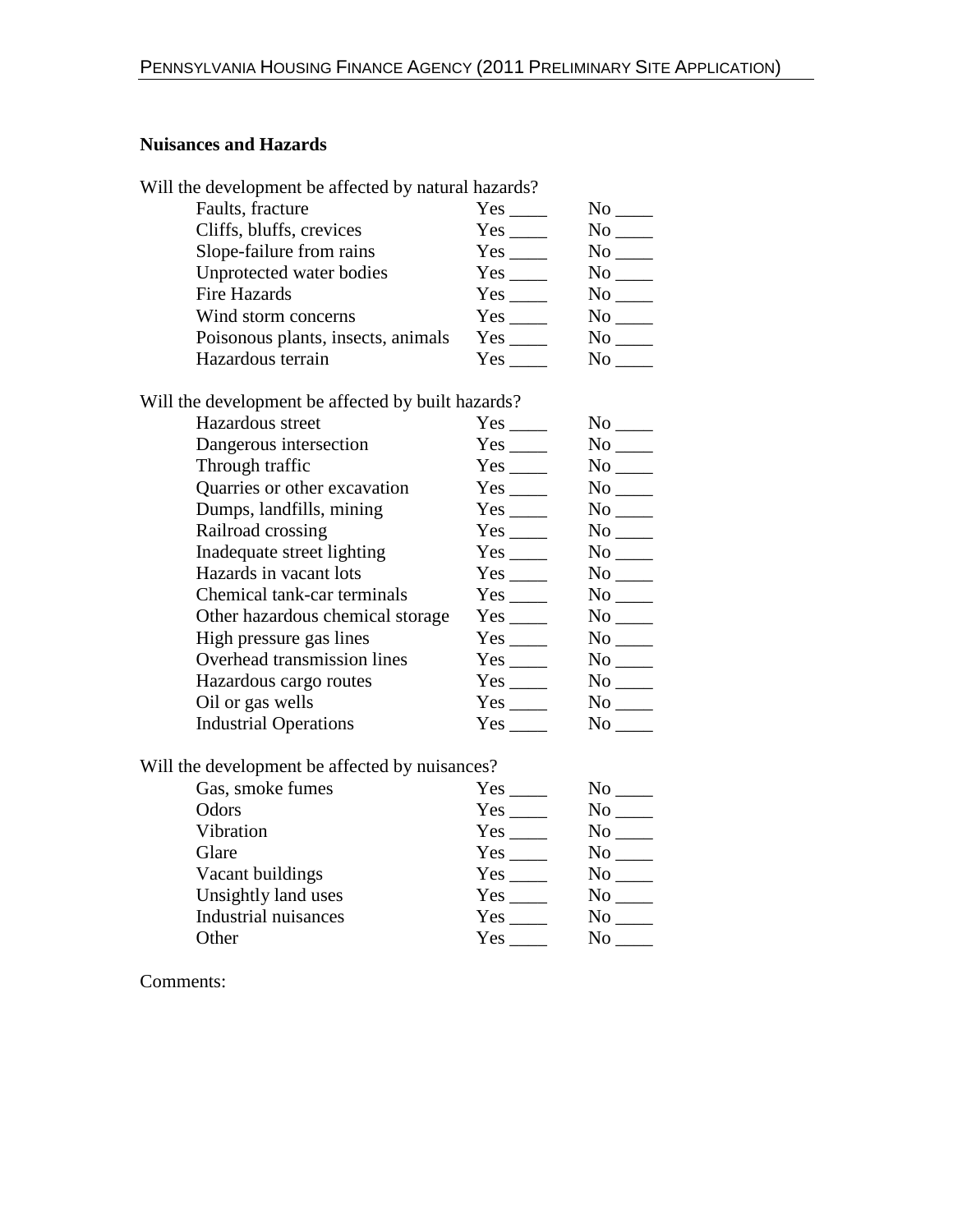**Nuisances and Hazards**

Will the development be affected by natural hazards?

| | | |
|---|---|---|
| Faults, fracture | Yes ____ | No ____ |
| Cliffs, bluffs, crevices | Yes ____ | No ____ |
| Slope-failure from rains | Yes ____ | No ____ |
| Unprotected water bodies | Yes ____ | No ____ |
| Fire Hazards | Yes ____ | No ____ |
| Wind storm concerns | Yes ____ | No ____ |
| Poisonous plants, insects, animals | Yes ____ | No ____ |
| Hazardous terrain | Yes ____ | No ____ |

Will the development be affected by built hazards?

| | | |
|---|---|---|
| Hazardous street | Yes ____ | No ____ |
| Dangerous intersection | Yes ____ | No ____ |
| Through traffic | Yes ____ | No ____ |
| Quarries or other excavation | Yes ____ | No ____ |
| Dumps, landfills, mining | Yes ____ | No ____ |
| Railroad crossing | Yes ____ | No ____ |
| Inadequate street lighting | Yes ____ | No ____ |
| Hazards in vacant lots | Yes ____ | No ____ |
| Chemical tank-car terminals | Yes ____ | No ____ |
| Other hazardous chemical storage | Yes ____ | No ____ |
| High pressure gas lines | Yes ____ | No ____ |
| Overhead transmission lines | Yes ____ | No ____ |
| Hazardous cargo routes | Yes ____ | No ____ |
| Oil or gas wells | Yes ____ | No ____ |
| Industrial Operations | Yes ____ | No ____ |

Will the development be affected by nuisances?

| | | |
|---|---|---|
| Gas, smoke fumes | Yes ____ | No ____ |
| Odors | Yes ____ | No ____ |
| Vibration | Yes ____ | No ____ |
| Glare | Yes ____ | No ____ |
| Vacant buildings | Yes ____ | No ____ |
| Unsightly land uses | Yes ____ | No ____ |
| Industrial nuisances | Yes ____ | No ____ |
| Other | Yes ____ | No ____ |

Comments: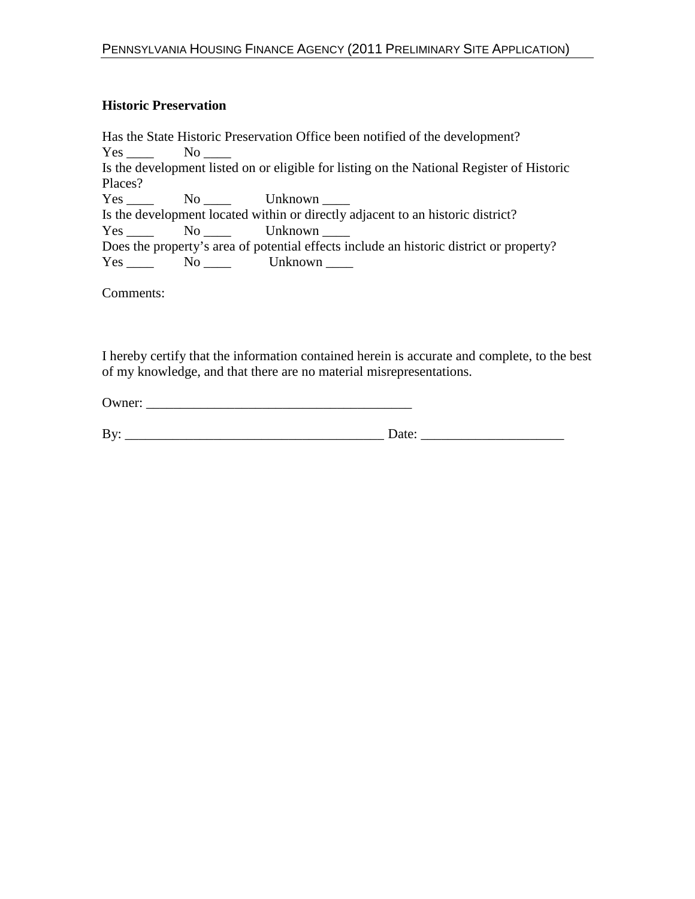**Historic Preservation**

Has the State Historic Preservation Office been notified of the development?
Yes ____ No ____

Is the development listed on or eligible for listing on the National Register of Historic Places?
Yes ____ No ____ Unknown ____

Is the development located within or directly adjacent to an historic district?
Yes ____ No ____ Unknown ____

Does the property's area of potential effects include an historic district or property?
Yes ____ No ____ Unknown ____

Comments:

I hereby certify that the information contained herein is accurate and complete, to the best of my knowledge, and that there are no material misrepresentations.

Owner: ________________________________________

By: ______________________________________ Date: _____________________